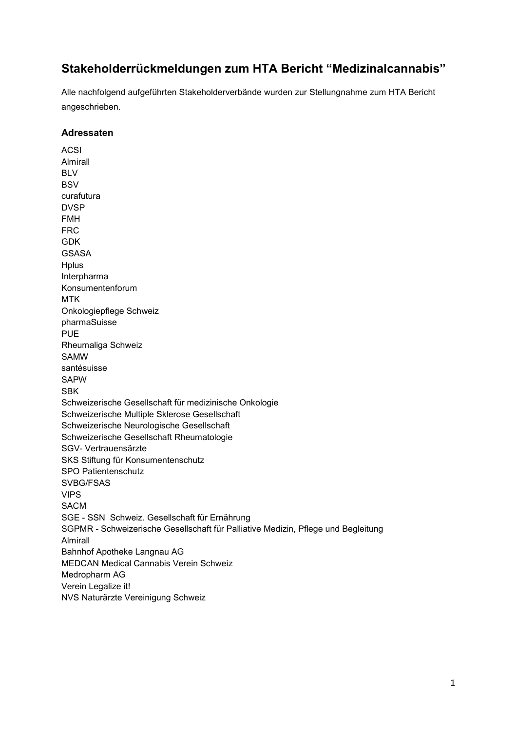# Stakeholderrückmeldungen zum HTA Bericht "Medizinalcannabis"

Alle nachfolgend aufgeführten Stakeholderverbände wurden zur Stellungnahme zum HTA Bericht angeschrieben.

## Adressaten

ACSI
Almirall
BLV
BSV
curafutura
DVSP
FMH
FRC
GDK
GSASA
Hplus
Interpharma
Konsumentenforum
MTK
Onkologiepflege Schweiz
pharmaSuisse
PUE
Rheumaliga Schweiz
SAMW
santésuisse
SAPW
SBK
Schweizerische Gesellschaft für medizinische Onkologie
Schweizerische Multiple Sklerose Gesellschaft
Schweizerische Neurologische Gesellschaft
Schweizerische Gesellschaft Rheumatologie
SGV- Vertrauensärzte
SKS Stiftung für Konsumentenschutz
SPO Patientenschutz
SVBG/FSAS
VIPS
SACM
SGE - SSN Schweiz. Gesellschaft für Ernährung
SGPMR - Schweizerische Gesellschaft für Palliative Medizin, Pflege und Begleitung
Almirall
Bahnhof Apotheke Langnau AG
MEDCAN Medical Cannabis Verein Schweiz
Medropharm AG
Verein Legalize it!
NVS Naturärzte Vereinigung Schweiz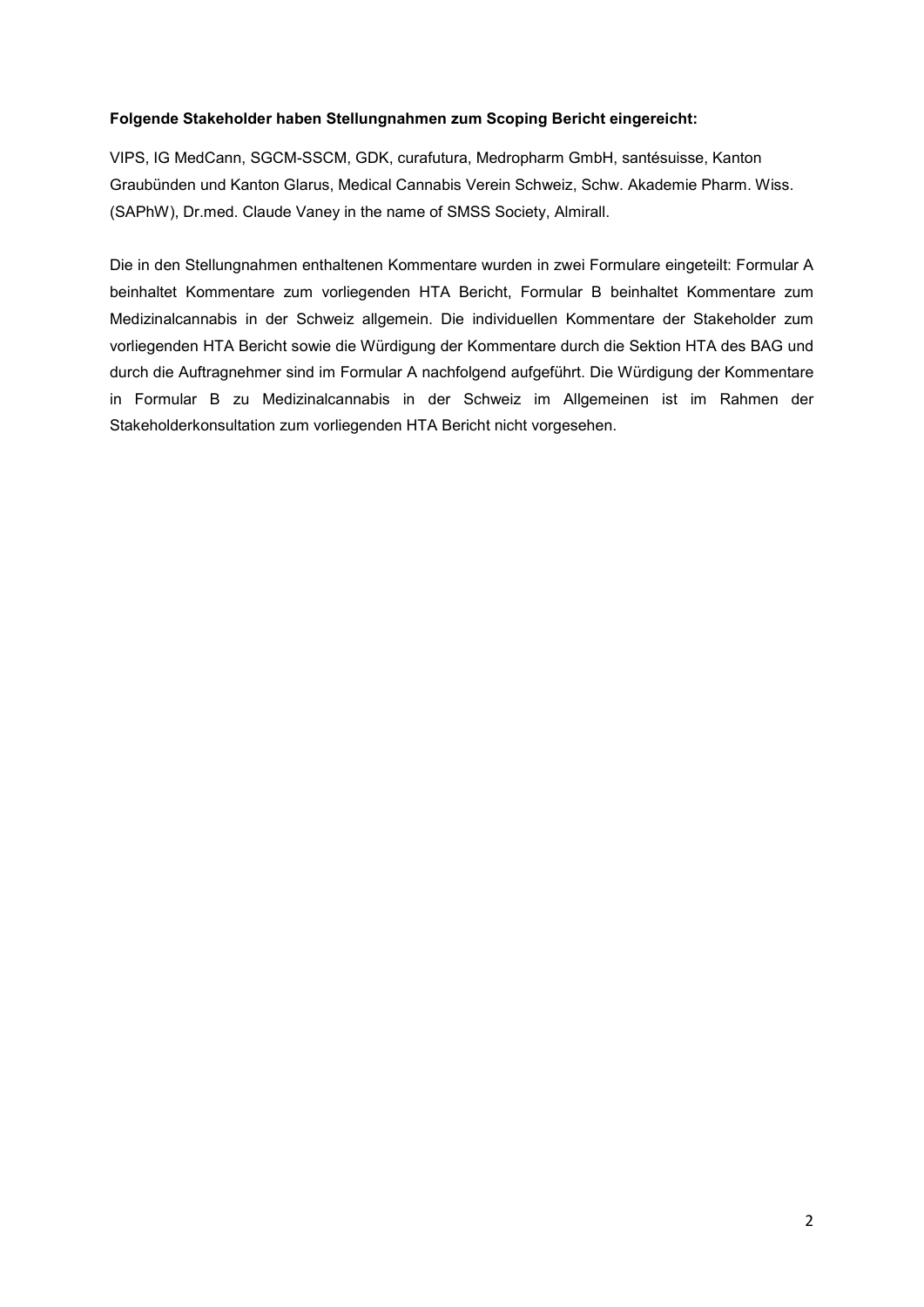**Folgende Stakeholder haben Stellungnahmen zum Scoping Bericht eingereicht:**

VIPS, IG MedCann, SGCM-SSCM, GDK, curafutura, Medropharm GmbH, santésuisse, Kanton Graubünden und Kanton Glarus, Medical Cannabis Verein Schweiz, Schw. Akademie Pharm. Wiss. (SAPhW), Dr.med. Claude Vaney in the name of SMSS Society, Almirall.

Die in den Stellungnahmen enthaltenen Kommentare wurden in zwei Formulare eingeteilt: Formular A beinhaltet Kommentare zum vorliegenden HTA Bericht, Formular B beinhaltet Kommentare zum Medizinalcannabis in der Schweiz allgemein. Die individuellen Kommentare der Stakeholder zum vorliegenden HTA Bericht sowie die Würdigung der Kommentare durch die Sektion HTA des BAG und durch die Auftragnehmer sind im Formular A nachfolgend aufgeführt. Die Würdigung der Kommentare in Formular B zu Medizinalcannabis in der Schweiz im Allgemeinen ist im Rahmen der Stakeholderkonsultation zum vorliegenden HTA Bericht nicht vorgesehen.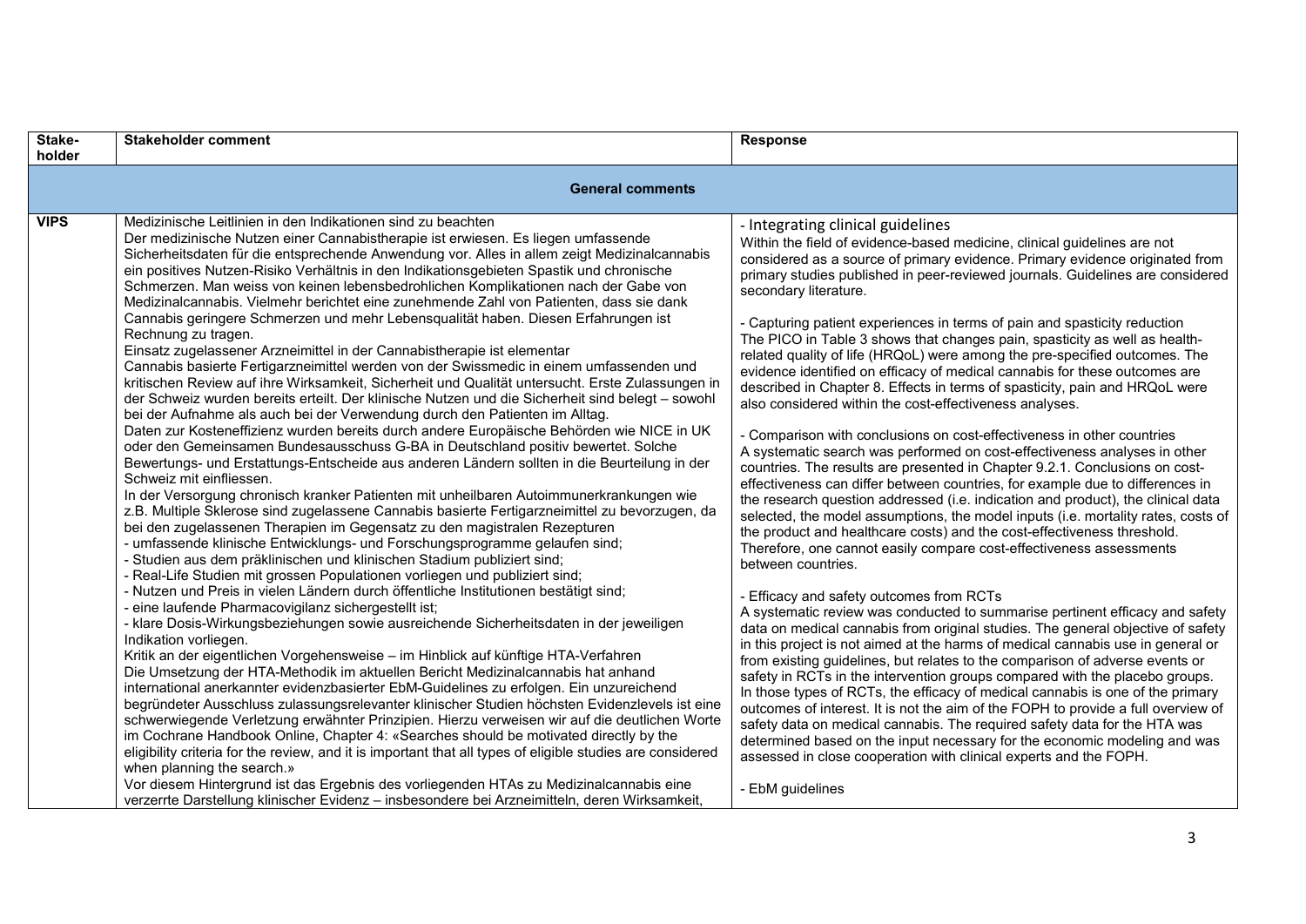| Stake-holder | Stakeholder comment | Response |
|---|---|---|
| **General comments** | | |
| **VIPS** | Medizinische Leitlinien in den Indikationen sind zu beachten<br>Der medizinische Nutzen einer Cannabistherapie ist erwiesen. Es liegen umfassende Sicherheitsdaten für die entsprechende Anwendung vor. Alles in allem zeigt Medizinalcannabis ein positives Nutzen-Risiko Verhältnis in den Indikationsgebieten Spastik und chronische Schmerzen. Man weiss von keinen lebensbedrohlichen Komplikationen nach der Gabe von Medizinalcannabis. Vielmehr berichtet eine zunehmende Zahl von Patienten, dass sie dank Cannabis geringere Schmerzen und mehr Lebensqualität haben. Diesen Erfahrungen ist Rechnung zu tragen.<br>Einsatz zugelassener Arzneimittel in der Cannabistherapie ist elementar<br>Cannabis basierte Fertigarzneimittel werden von der Swissmedic in einem umfassenden und kritischen Review auf ihre Wirksamkeit, Sicherheit und Qualität untersucht. Erste Zulassungen in der Schweiz wurden bereits erteilt. Der klinische Nutzen und die Sicherheit sind belegt – sowohl bei der Aufnahme als auch bei der Verwendung durch den Patienten im Alltag.<br>Daten zur Kosteneffizienz wurden bereits durch andere Europäische Behörden wie NICE in UK oder den Gemeinsamen Bundesausschuss G-BA in Deutschland positiv bewertet. Solche Bewertungs- und Erstattungs-Entscheide aus anderen Ländern sollten in die Beurteilung in der Schweiz mit einfliessen.<br>In der Versorgung chronisch kranker Patienten mit unheilbaren Autoimmunerkrankungen wie z.B. Multiple Sklerose sind zugelassene Cannabis basierte Fertigarzneimittel zu bevorzugen, da bei den zugelassenen Therapien im Gegensatz zu den magistralen Rezepturen<br>- umfassende klinische Entwicklungs- und Forschungsprogramme gelaufen sind;<br>- Studien aus dem präklinischen und klinischen Stadium publiziert sind;<br>- Real-Life Studien mit grossen Populationen vorliegen und publiziert sind;<br>- Nutzen und Preis in vielen Ländern durch öffentliche Institutionen bestätigt sind;<br>- eine laufende Pharmacovigilanz sichergestellt ist;<br>- klare Dosis-Wirkungsbeziehungen sowie ausreichende Sicherheitsdaten in der jeweiligen Indikation vorliegen.<br>Kritik an der eigentlichen Vorgehensweise – im Hinblick auf künftige HTA-Verfahren<br>Die Umsetzung der HTA-Methodik im aktuellen Bericht Medizinalcannabis hat anhand international anerkannter evidenzbasierter EbM-Guidelines zu erfolgen. Ein unzureichend begründeter Ausschluss zulassungsrelevanter klinischer Studien höchsten Evidenzlevels ist eine schwerwiegende Verletzung erwähnter Prinzipien. Hierzu verweisen wir auf die deutlichen Worte im Cochrane Handbook Online, Chapter 4: «Searches should be motivated directly by the eligibility criteria for the review, and it is important that all types of eligible studies are considered when planning the search.»<br>Vor diesem Hintergrund ist das Ergebnis des vorliegenden HTAs zu Medizinalcannabis eine verzerrte Darstellung klinischer Evidenz – insbesondere bei Arzneimitteln, deren Wirksamkeit, | - Integrating clinical guidelines<br>Within the field of evidence-based medicine, clinical guidelines are not considered as a source of primary evidence. Primary evidence originated from primary studies published in peer-reviewed journals. Guidelines are considered secondary literature.<br><br>- Capturing patient experiences in terms of pain and spasticity reduction<br>The PICO in Table 3 shows that changes pain, spasticity as well as health-related quality of life (HRQoL) were among the pre-specified outcomes. The evidence identified on efficacy of medical cannabis for these outcomes are described in Chapter 8. Effects in terms of spasticity, pain and HRQoL were also considered within the cost-effectiveness analyses.<br><br>- Comparison with conclusions on cost-effectiveness in other countries<br>A systematic search was performed on cost-effectiveness analyses in other countries. The results are presented in Chapter 9.2.1. Conclusions on cost-effectiveness can differ between countries, for example due to differences in the research question addressed (i.e. indication and product), the clinical data selected, the model assumptions, the model inputs (i.e. mortality rates, costs of the product and healthcare costs) and the cost-effectiveness threshold. Therefore, one cannot easily compare cost-effectiveness assessments between countries.<br><br>- Efficacy and safety outcomes from RCTs<br>A systematic review was conducted to summarise pertinent efficacy and safety data on medical cannabis from original studies. The general objective of safety in this project is not aimed at the harms of medical cannabis use in general or from existing guidelines, but relates to the comparison of adverse events or safety in RCTs in the intervention groups compared with the placebo groups. In those types of RCTs, the efficacy of medical cannabis is one of the primary outcomes of interest. It is not the aim of the FOPH to provide a full overview of safety data on medical cannabis. The required safety data for the HTA was determined based on the input necessary for the economic modeling and was assessed in close cooperation with clinical experts and the FOPH.<br><br>- EbM guidelines |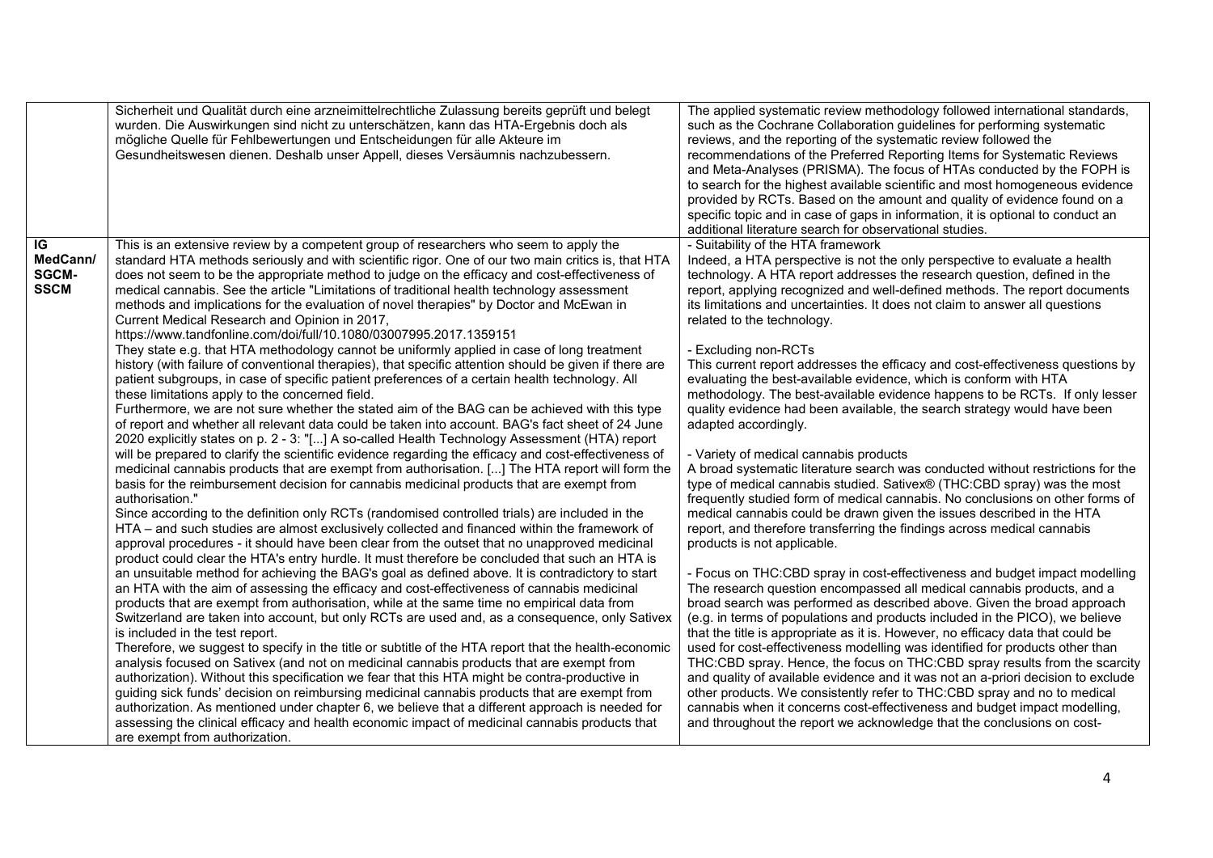| | | |
|---|---|---|
| | Sicherheit und Qualität durch eine arzneimittelrechtliche Zulassung bereits geprüft und belegt wurden. Die Auswirkungen sind nicht zu unterschätzen, kann das HTA-Ergebnis doch als mögliche Quelle für Fehlbewertungen und Entscheidungen für alle Akteure im Gesundheitswesen dienen. Deshalb unser Appell, dieses Versäumnis nachzubessern. | The applied systematic review methodology followed international standards, such as the Cochrane Collaboration guidelines for performing systematic reviews, and the reporting of the systematic review followed the recommendations of the Preferred Reporting Items for Systematic Reviews and Meta-Analyses (PRISMA). The focus of HTAs conducted by the FOPH is to search for the highest available scientific and most homogeneous evidence provided by RCTs. Based on the amount and quality of evidence found on a specific topic and in case of gaps in information, it is optional to conduct an additional literature search for observational studies. |
| **IG MedCann/ SGCM-SSCM** | This is an extensive review by a competent group of researchers who seem to apply the standard HTA methods seriously and with scientific rigor. One of our two main critics is, that HTA does not seem to be the appropriate method to judge on the efficacy and cost-effectiveness of medical cannabis. See the article "Limitations of traditional health technology assessment methods and implications for the evaluation of novel therapies" by Doctor and McEwan in Current Medical Research and Opinion in 2017, https://www.tandfonline.com/doi/full/10.1080/03007995.2017.1359151<br>They state e.g. that HTA methodology cannot be uniformly applied in case of long treatment history (with failure of conventional therapies), that specific attention should be given if there are patient subgroups, in case of specific patient preferences of a certain health technology. All these limitations apply to the concerned field.<br>Furthermore, we are not sure whether the stated aim of the BAG can be achieved with this type of report and whether all relevant data could be taken into account. BAG's fact sheet of 24 June 2020 explicitly states on p. 2 - 3: "[...] A so-called Health Technology Assessment (HTA) report will be prepared to clarify the scientific evidence regarding the efficacy and cost-effectiveness of medicinal cannabis products that are exempt from authorisation. [...] The HTA report will form the basis for the reimbursement decision for cannabis medicinal products that are exempt from authorisation."<br>Since according to the definition only RCTs (randomised controlled trials) are included in the HTA – and such studies are almost exclusively collected and financed within the framework of approval procedures - it should have been clear from the outset that no unapproved medicinal product could clear the HTA's entry hurdle. It must therefore be concluded that such an HTA is an unsuitable method for achieving the BAG's goal as defined above. It is contradictory to start an HTA with the aim of assessing the efficacy and cost-effectiveness of cannabis medicinal products that are exempt from authorisation, while at the same time no empirical data from Switzerland are taken into account, but only RCTs are used and, as a consequence, only Sativex is included in the test report.<br>Therefore, we suggest to specify in the title or subtitle of the HTA report that the health-economic analysis focused on Sativex (and not on medicinal cannabis products that are exempt from authorization). Without this specification we fear that this HTA might be contra-productive in guiding sick funds' decision on reimbursing medicinal cannabis products that are exempt from authorization. As mentioned under chapter 6, we believe that a different approach is needed for assessing the clinical efficacy and health economic impact of medicinal cannabis products that are exempt from authorization. | - Suitability of the HTA framework<br>Indeed, a HTA perspective is not the only perspective to evaluate a health technology. A HTA report addresses the research question, defined in the report, applying recognized and well-defined methods. The report documents its limitations and uncertainties. It does not claim to answer all questions related to the technology.<br><br>- Excluding non-RCTs<br>This current report addresses the efficacy and cost-effectiveness questions by evaluating the best-available evidence, which is conform with HTA methodology. The best-available evidence happens to be RCTs. If only lesser quality evidence had been available, the search strategy would have been adapted accordingly.<br><br>- Variety of medical cannabis products<br>A broad systematic literature search was conducted without restrictions for the type of medical cannabis studied. Sativex® (THC:CBD spray) was the most frequently studied form of medical cannabis. No conclusions on other forms of medical cannabis could be drawn given the issues described in the HTA report, and therefore transferring the findings across medical cannabis products is not applicable.<br><br>- Focus on THC:CBD spray in cost-effectiveness and budget impact modelling<br>The research question encompassed all medical cannabis products, and a broad search was performed as described above. Given the broad approach (e.g. in terms of populations and products included in the PICO), we believe that the title is appropriate as it is. However, no efficacy data that could be used for cost-effectiveness modelling was identified for products other than THC:CBD spray. Hence, the focus on THC:CBD spray results from the scarcity and quality of available evidence and it was not an a-priori decision to exclude other products. We consistently refer to THC:CBD spray and no to medical cannabis when it concerns cost-effectiveness and budget impact modelling, and throughout the report we acknowledge that the conclusions on cost- |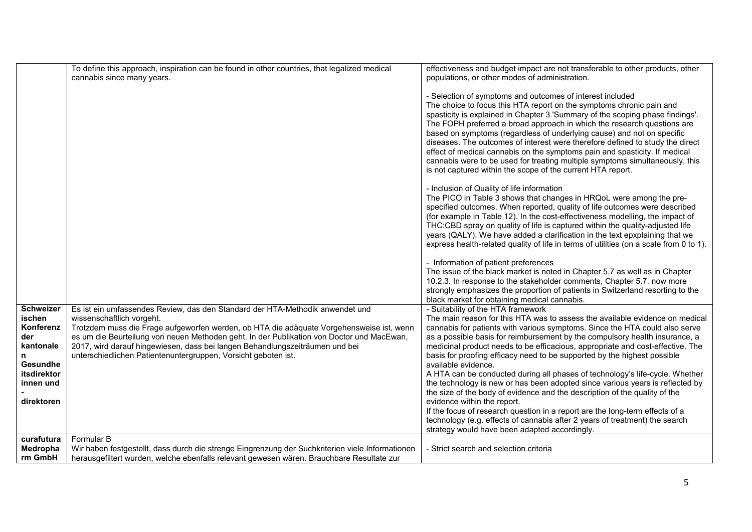| | | |
|---|---|---|
| | To define this approach, inspiration can be found in other countries, that legalized medical cannabis since many years. | effectiveness and budget impact are not transferable to other products, other populations, or other modes of administration.<br><br>- Selection of symptoms and outcomes of interest included<br>The choice to focus this HTA report on the symptoms chronic pain and spasticity is explained in Chapter 3 'Summary of the scoping phase findings'. The FOPH preferred a broad approach in which the research questions are based on symptoms (regardless of underlying cause) and not on specific diseases. The outcomes of interest were therefore defined to study the direct effect of medical cannabis on the symptoms pain and spasticity. If medical cannabis were to be used for treating multiple symptoms simultaneously, this is not captured within the scope of the current HTA report.<br><br>- Inclusion of Quality of life information<br>The PICO in Table 3 shows that changes in HRQoL were among the pre-specified outcomes. When reported, quality of life outcomes were described (for example in Table 12). In the cost-effectiveness modelling, the impact of THC:CBD spray on quality of life is captured within the quality-adjusted life years (QALY). We have added a clarification in the text epxplaining that we express health-related quality of life in terms of utilities (on a scale from 0 to 1).<br><br>- Information of patient preferences<br>The issue of the black market is noted in Chapter 5.7 as well as in Chapter 10.2.3. In response to the stakeholder comments, Chapter 5.7. now more strongly emphasizes the proportion of patients in Switzerland resorting to the black market for obtaining medical cannabis. |
| **Schweizerischen Konferenz der kantonalen Gesundheitsdirektorinnen und -direktoren** | Es ist ein umfassendes Review, das den Standard der HTA-Methodik anwendet und wissenschaftlich vorgeht.<br>Trotzdem muss die Frage aufgeworfen werden, ob HTA die adäquate Vorgehensweise ist, wenn es um die Beurteilung von neuen Methoden geht. In der Publikation von Doctor und MacEwan, 2017, wird darauf hingewiesen, dass bei langen Behandlungszeiträumen und bei unterschiedlichen Patientenuntergruppen, Vorsicht geboten ist. | - Suitability of the HTA framework<br>The main reason for this HTA was to assess the available evidence on medical cannabis for patients with various symptoms. Since the HTA could also serve as a possible basis for reimbursement by the compulsory health insurance, a medicinal product needs to be efficacious, appropriate and cost-effective. The basis for proofing efficacy need to be supported by the highest possible available evidence.<br>A HTA can be conducted during all phases of technology's life-cycle. Whether the technology is new or has been adopted since various years is reflected by the size of the body of evidence and the description of the quality of the evidence within the report.<br>If the focus of research question in a report are the long-term effects of a technology (e.g. effects of cannabis after 2 years of treatment) the search strategy would have been adapted accordingly. |
| **curafutura** | Formular B | |
| **Medropharm GmbH** | Wir haben festgestellt, dass durch die strenge Eingrenzung der Suchkriterien viele Informationen herausgefiltert wurden, welche ebenfalls relevant gewesen wären. Brauchbare Resultate zur | - Strict search and selection criteria |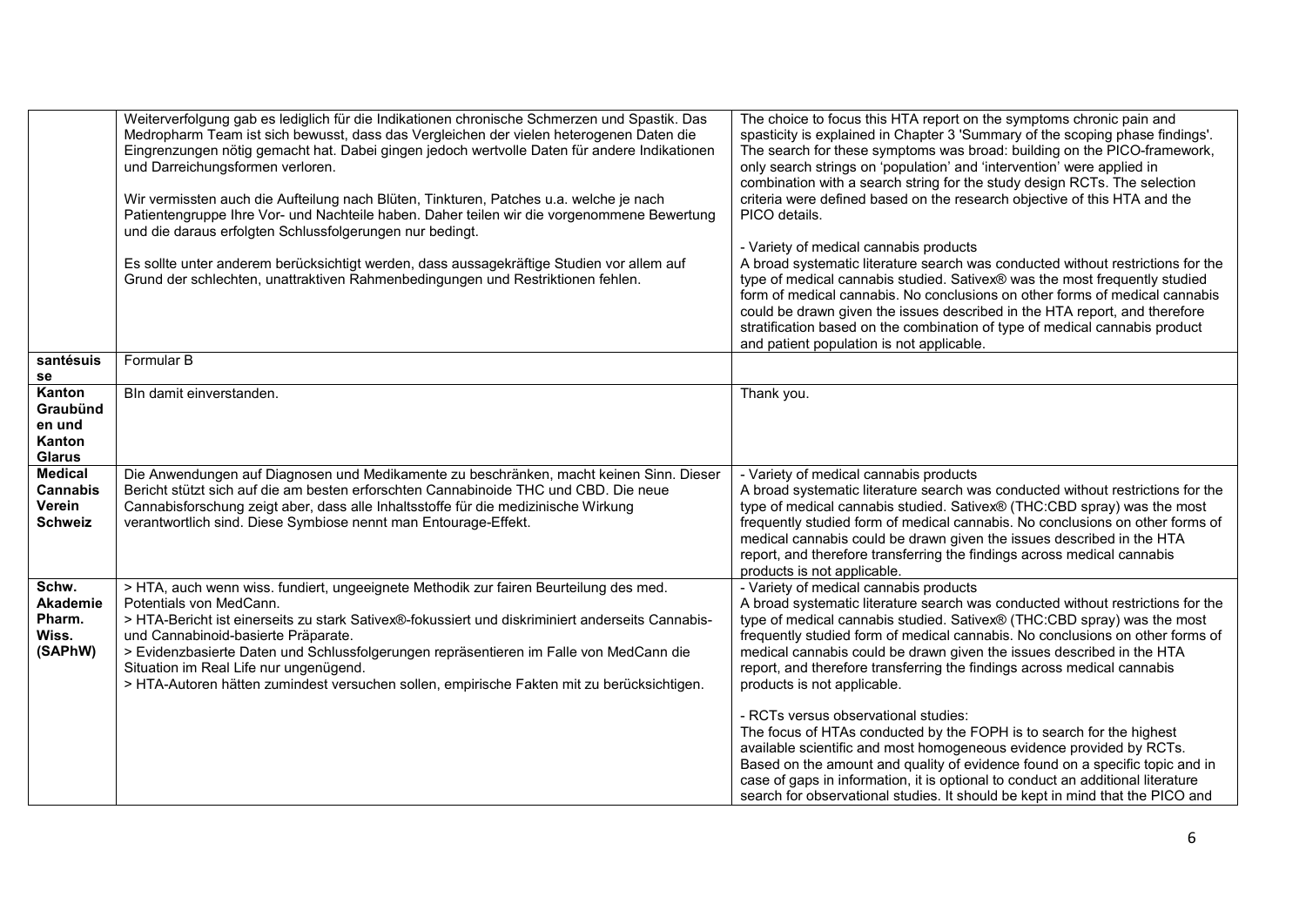| | | |
|---|---|---|
| | Weiterverfolgung gab es lediglich für die Indikationen chronische Schmerzen und Spastik. Das Medropharm Team ist sich bewusst, dass das Vergleichen der vielen heterogenen Daten die Eingrenzungen nötig gemacht hat. Dabei gingen jedoch wertvolle Daten für andere Indikationen und Darreichungsformen verloren.<br><br>Wir vermissten auch die Aufteilung nach Blüten, Tinkturen, Patches u.a. welche je nach Patientengruppe Ihre Vor- und Nachteile haben. Daher teilen wir die vorgenommene Bewertung und die daraus erfolgten Schlussfolgerungen nur bedingt.<br><br>Es sollte unter anderem berücksichtigt werden, dass aussagekräftige Studien vor allem auf Grund der schlechten, unattraktiven Rahmenbedingungen und Restriktionen fehlen. | The choice to focus this HTA report on the symptoms chronic pain and spasticity is explained in Chapter 3 'Summary of the scoping phase findings'. The search for these symptoms was broad: building on the PICO-framework, only search strings on 'population' and 'intervention' were applied in combination with a search string for the study design RCTs. The selection criteria were defined based on the research objective of this HTA and the PICO details.<br><br>- Variety of medical cannabis products<br>A broad systematic literature search was conducted without restrictions for the type of medical cannabis studied. Sativex® was the most frequently studied form of medical cannabis. No conclusions on other forms of medical cannabis could be drawn given the issues described in the HTA report, and therefore stratification based on the combination of type of medical cannabis product and patient population is not applicable. |
| **santésuisse** | Formular B | |
| **Kanton Graubünden und Kanton Glarus** | BIn damit einverstanden. | Thank you. |
| **Medical Cannabis Verein Schweiz** | Die Anwendungen auf Diagnosen und Medikamente zu beschränken, macht keinen Sinn. Dieser Bericht stützt sich auf die am besten erforschten Cannabinoide THC und CBD. Die neue Cannabisforschung zeigt aber, dass alle Inhaltsstoffe für die medizinische Wirkung verantwortlich sind. Diese Symbiose nennt man Entourage-Effekt. | - Variety of medical cannabis products<br>A broad systematic literature search was conducted without restrictions for the type of medical cannabis studied. Sativex® (THC:CBD spray) was the most frequently studied form of medical cannabis. No conclusions on other forms of medical cannabis could be drawn given the issues described in the HTA report, and therefore transferring the findings across medical cannabis products is not applicable. |
| **Schw. Akademie Pharm. Wiss. (SAPhW)** | > HTA, auch wenn wiss. fundiert, ungeeignete Methodik zur fairen Beurteilung des med. Potentials von MedCann.<br>> HTA-Bericht ist einerseits zu stark Sativex®-fokussiert und diskriminiert anderseits Cannabis- und Cannabinoid-basierte Präparate.<br>> Evidenzbasierte Daten und Schlussfolgerungen repräsentieren im Falle von MedCann die Situation im Real Life nur ungenügend.<br>> HTA-Autoren hätten zumindest versuchen sollen, empirische Fakten mit zu berücksichtigen. | - Variety of medical cannabis products<br>A broad systematic literature search was conducted without restrictions for the type of medical cannabis studied. Sativex® (THC:CBD spray) was the most frequently studied form of medical cannabis. No conclusions on other forms of medical cannabis could be drawn given the issues described in the HTA report, and therefore transferring the findings across medical cannabis products is not applicable.<br><br>- RCTs versus observational studies:<br>The focus of HTAs conducted by the FOPH is to search for the highest available scientific and most homogeneous evidence provided by RCTs. Based on the amount and quality of evidence found on a specific topic and in case of gaps in information, it is optional to conduct an additional literature search for observational studies. It should be kept in mind that the PICO and |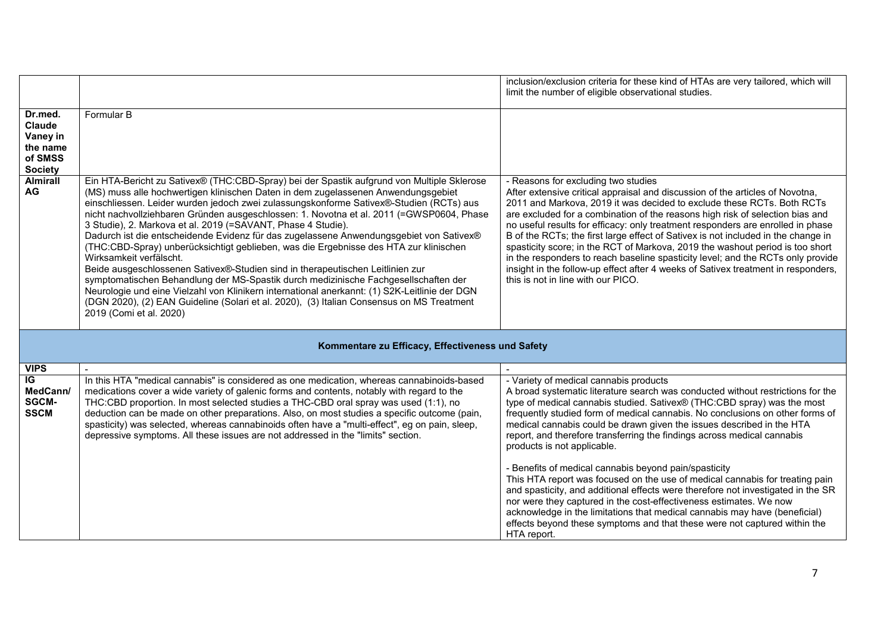| | | |
|---|---|---|
| | | inclusion/exclusion criteria for these kind of HTAs are very tailored, which will limit the number of eligible observational studies. |
| **Dr.med. Claude Vaney in the name of SMSS Society** | Formular B | |
| **Almirall AG** | Ein HTA-Bericht zu Sativex® (THC:CBD-Spray) bei der Spastik aufgrund von Multiple Sklerose (MS) muss alle hochwertigen klinischen Daten in dem zugelassenen Anwendungsgebiet einschliessen. Leider wurden jedoch zwei zulassungskonforme Sativex®-Studien (RCTs) aus nicht nachvollziehbaren Gründen ausgeschlossen: 1. Novotna et al. 2011 (=GWSP0604, Phase 3 Studie), 2. Markova et al. 2019 (=SAVANT, Phase 4 Studie).<br>Dadurch ist die entscheidende Evidenz für das zugelassene Anwendungsgebiet von Sativex® (THC:CBD-Spray) unberücksichtigt geblieben, was die Ergebnisse des HTA zur klinischen Wirksamkeit verfälscht.<br>Beide ausgeschlossenen Sativex®-Studien sind in therapeutischen Leitlinien zur symptomatischen Behandlung der MS-Spastik durch medizinische Fachgesellschaften der Neurologie und eine Vielzahl von Klinikern international anerkannt: (1) S2K-Leitlinie der DGN (DGN 2020), (2) EAN Guideline (Solari et al. 2020), (3) Italian Consensus on MS Treatment 2019 (Comi et al. 2020) | - Reasons for excluding two studies<br>After extensive critical appraisal and discussion of the articles of Novotna, 2011 and Markova, 2019 it was decided to exclude these RCTs. Both RCTs are excluded for a combination of the reasons high risk of selection bias and no useful results for efficacy: only treatment responders are enrolled in phase B of the RCTs; the first large effect of Sativex is not included in the change in spasticity score; in the RCT of Markova, 2019 the washout period is too short in the responders to reach baseline spasticity level; and the RCTs only provide insight in the follow-up effect after 4 weeks of Sativex treatment in responders, this is not in line with our PICO. |
| **Kommentare zu Efficacy, Effectiveness und Safety** | | |
| **VIPS** | - | - |
| **IG MedCann/ SGCM-SSCM** | In this HTA "medical cannabis" is considered as one medication, whereas cannabinoids-based medications cover a wide variety of galenic forms and contents, notably with regard to the THC:CBD proportion. In most selected studies a THC-CBD oral spray was used (1:1), no deduction can be made on other preparations. Also, on most studies a specific outcome (pain, spasticity) was selected, whereas cannabinoids often have a "multi-effect", eg on pain, sleep, depressive symptoms. All these issues are not addressed in the "limits" section. | - Variety of medical cannabis products<br>A broad systematic literature search was conducted without restrictions for the type of medical cannabis studied. Sativex® (THC:CBD spray) was the most frequently studied form of medical cannabis. No conclusions on other forms of medical cannabis could be drawn given the issues described in the HTA report, and therefore transferring the findings across medical cannabis products is not applicable.<br><br>- Benefits of medical cannabis beyond pain/spasticity<br>This HTA report was focused on the use of medical cannabis for treating pain and spasticity, and additional effects were therefore not investigated in the SR nor were they captured in the cost-effectiveness estimates. We now acknowledge in the limitations that medical cannabis may have (beneficial) effects beyond these symptoms and that these were not captured within the HTA report. |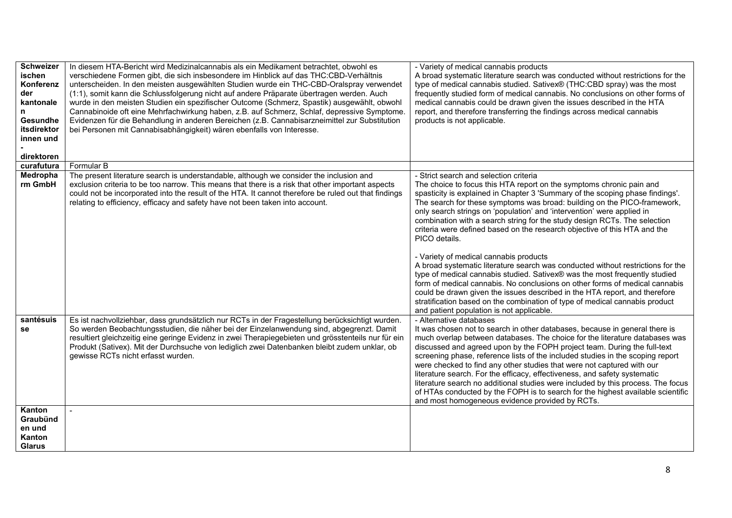| | | |
|---|---|---|
| **Schweizerischen Konferenz der kantonalen Gesundheitsdirektorinnen und -direktoren** | In diesem HTA-Bericht wird Medizinalcannabis als ein Medikament betrachtet, obwohl es verschiedene Formen gibt, die sich insbesondere im Hinblick auf das THC:CBD-Verhältnis unterscheiden. In den meisten ausgewählten Studien wurde ein THC-CBD-Oralspray verwendet (1:1), somit kann die Schlussfolgerung nicht auf andere Präparate übertragen werden. Auch wurde in den meisten Studien ein spezifischer Outcome (Schmerz, Spastik) ausgewählt, obwohl Cannabinoide oft eine Mehrfachwirkung haben, z.B. auf Schmerz, Schlaf, depressive Symptome. Evidenzen für die Behandlung in anderen Bereichen (z.B. Cannabisarzneimittel zur Substitution bei Personen mit Cannabisabhängigkeit) wären ebenfalls von Interesse. | - Variety of medical cannabis products<br>A broad systematic literature search was conducted without restrictions for the type of medical cannabis studied. Sativex® (THC:CBD spray) was the most frequently studied form of medical cannabis. No conclusions on other forms of medical cannabis could be drawn given the issues described in the HTA report, and therefore transferring the findings across medical cannabis products is not applicable. |
| **curafutura** | Formular B | |
| **Medropharm GmbH** | The present literature search is understandable, although we consider the inclusion and exclusion criteria to be too narrow. This means that there is a risk that other important aspects could not be incorporated into the result of the HTA. It cannot therefore be ruled out that findings relating to efficiency, efficacy and safety have not been taken into account. | - Strict search and selection criteria<br>The choice to focus this HTA report on the symptoms chronic pain and spasticity is explained in Chapter 3 'Summary of the scoping phase findings'. The search for these symptoms was broad: building on the PICO-framework, only search strings on 'population' and 'intervention' were applied in combination with a search string for the study design RCTs. The selection criteria were defined based on the research objective of this HTA and the PICO details.<br><br>- Variety of medical cannabis products<br>A broad systematic literature search was conducted without restrictions for the type of medical cannabis studied. Sativex® was the most frequently studied form of medical cannabis. No conclusions on other forms of medical cannabis could be drawn given the issues described in the HTA report, and therefore stratification based on the combination of type of medical cannabis product and patient population is not applicable. |
| **santésuisse** | Es ist nachvollziehbar, dass grundsätzlich nur RCTs in der Fragestellung berücksichtigt wurden. So werden Beobachtungsstudien, die näher bei der Einzelanwendung sind, abgegrenzt. Damit resultiert gleichzeitig eine geringe Evidenz in zwei Therapiegebieten und grösstenteils nur für ein Produkt (Sativex). Mit der Durchsuche von lediglich zwei Datenbanken bleibt zudem unklar, ob gewisse RCTs nicht erfasst wurden. | - Alternative databases<br>It was chosen not to search in other databases, because in general there is much overlap between databases. The choice for the literature databases was discussed and agreed upon by the FOPH project team. During the full-text screening phase, reference lists of the included studies in the scoping report were checked to find any other studies that were not captured with our literature search. For the efficacy, effectiveness, and safety systematic literature search no additional studies were included by this process. The focus of HTAs conducted by the FOPH is to search for the highest available scientific and most homogeneous evidence provided by RCTs. |
| **Kanton Graubünden und Kanton Glarus** | - | |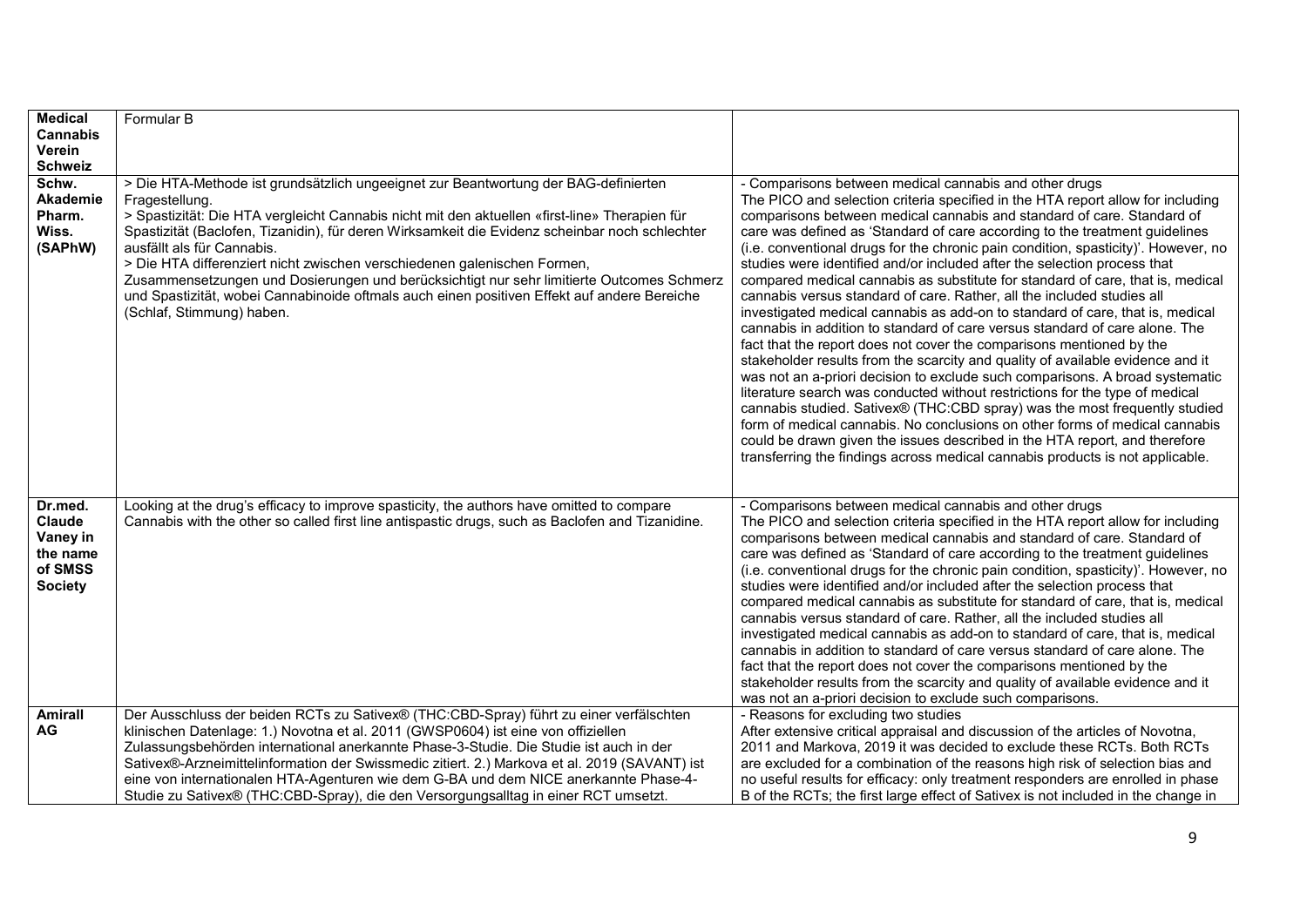| | | |
|---|---|---|
| **Medical Cannabis Verein Schweiz** | Formular B | |
| **Schw. Akademie Pharm. Wiss. (SAPhW)** | > Die HTA-Methode ist grundsätzlich ungeeignet zur Beantwortung der BAG-definierten Fragestellung.<br>> Spastizität: Die HTA vergleicht Cannabis nicht mit den aktuellen «first-line» Therapien für Spastizität (Baclofen, Tizanidin), für deren Wirksamkeit die Evidenz scheinbar noch schlechter ausfällt als für Cannabis.<br>> Die HTA differenziert nicht zwischen verschiedenen galenischen Formen, Zusammensetzungen und Dosierungen und berücksichtigt nur sehr limitierte Outcomes Schmerz und Spastizität, wobei Cannabinoide oftmals auch einen positiven Effekt auf andere Bereiche (Schlaf, Stimmung) haben. | - Comparisons between medical cannabis and other drugs<br>The PICO and selection criteria specified in the HTA report allow for including comparisons between medical cannabis and standard of care. Standard of care was defined as 'Standard of care according to the treatment guidelines (i.e. conventional drugs for the chronic pain condition, spasticity)'. However, no studies were identified and/or included after the selection process that compared medical cannabis as substitute for standard of care, that is, medical cannabis versus standard of care. Rather, all the included studies all investigated medical cannabis as add-on to standard of care, that is, medical cannabis in addition to standard of care versus standard of care alone. The fact that the report does not cover the comparisons mentioned by the stakeholder results from the scarcity and quality of available evidence and it was not an a-priori decision to exclude such comparisons. A broad systematic literature search was conducted without restrictions for the type of medical cannabis studied. Sativex® (THC:CBD spray) was the most frequently studied form of medical cannabis. No conclusions on other forms of medical cannabis could be drawn given the issues described in the HTA report, and therefore transferring the findings across medical cannabis products is not applicable. |
| **Dr.med. Claude Vaney in the name of SMSS Society** | Looking at the drug's efficacy to improve spasticity, the authors have omitted to compare Cannabis with the other so called first line antispastic drugs, such as Baclofen and Tizanidine. | - Comparisons between medical cannabis and other drugs<br>The PICO and selection criteria specified in the HTA report allow for including comparisons between medical cannabis and standard of care. Standard of care was defined as 'Standard of care according to the treatment guidelines (i.e. conventional drugs for the chronic pain condition, spasticity)'. However, no studies were identified and/or included after the selection process that compared medical cannabis as substitute for standard of care, that is, medical cannabis versus standard of care. Rather, all the included studies all investigated medical cannabis as add-on to standard of care, that is, medical cannabis in addition to standard of care versus standard of care alone. The fact that the report does not cover the comparisons mentioned by the stakeholder results from the scarcity and quality of available evidence and it was not an a-priori decision to exclude such comparisons. |
| **Amirall AG** | Der Ausschluss der beiden RCTs zu Sativex® (THC:CBD-Spray) führt zu einer verfälschten klinischen Datenlage: 1.) Novotna et al. 2011 (GWSP0604) ist eine von offiziellen Zulassungsbehörden international anerkannte Phase-3-Studie. Die Studie ist auch in der Sativex®-Arzneimittelinformation der Swissmedic zitiert. 2.) Markova et al. 2019 (SAVANT) ist eine von internationalen HTA-Agenturen wie dem G-BA und dem NICE anerkannte Phase-4-Studie zu Sativex® (THC:CBD-Spray), die den Versorgungsalltag in einer RCT umsetzt. | - Reasons for excluding two studies<br>After extensive critical appraisal and discussion of the articles of Novotna, 2011 and Markova, 2019 it was decided to exclude these RCTs. Both RCTs are excluded for a combination of the reasons high risk of selection bias and no useful results for efficacy: only treatment responders are enrolled in phase B of the RCTs; the first large effect of Sativex is not included in the change in |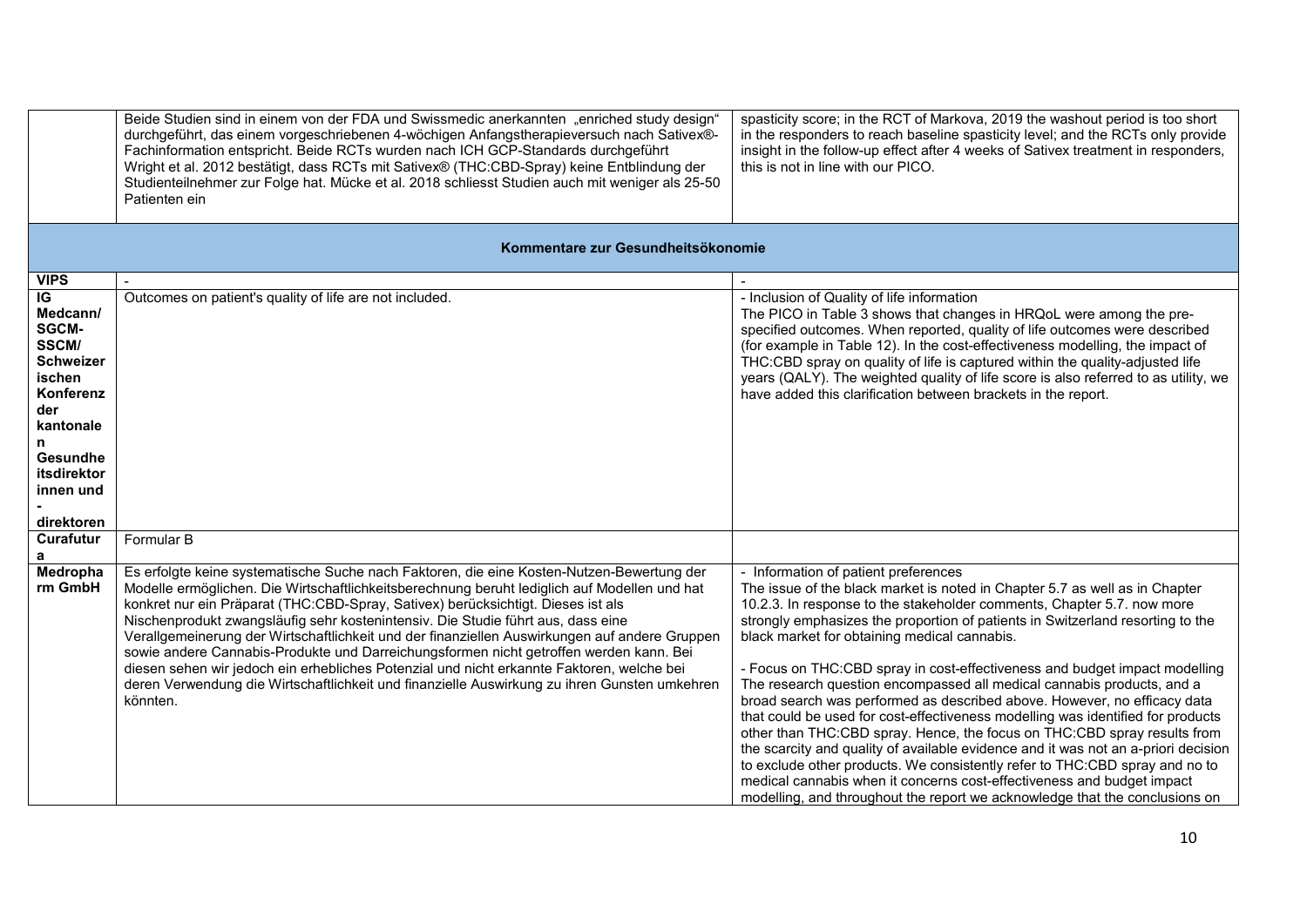| | | |
|---|---|---|
| | Beide Studien sind in einem von der FDA und Swissmedic anerkannten „enriched study design" durchgeführt, das einem vorgeschriebenen 4-wöchigen Anfangstherapieversuch nach Sativex®-Fachinformation entspricht. Beide RCTs wurden nach ICH GCP-Standards durchgeführt Wright et al. 2012 bestätigt, dass RCTs mit Sativex® (THC:CBD-Spray) keine Entblindung der Studienteilnehmer zur Folge hat. Mücke et al. 2018 schliesst Studien auch mit weniger als 25-50 Patienten ein | spasticity score; in the RCT of Markova, 2019 the washout period is too short in the responders to reach baseline spasticity level; and the RCTs only provide insight in the follow-up effect after 4 weeks of Sativex treatment in responders, this is not in line with our PICO. |
| **Kommentare zur Gesundheitsökonomie** | | |
| **VIPS** | - | - |
| **IG Medcann/ SGCM-SSCM/ Schweizer ischen Konferenz der kantonalen Gesundheitsdirektorinnen und -direktoren** | Outcomes on patient's quality of life are not included. | - Inclusion of Quality of life information<br>The PICO in Table 3 shows that changes in HRQoL were among the pre-specified outcomes. When reported, quality of life outcomes were described (for example in Table 12). In the cost-effectiveness modelling, the impact of THC:CBD spray on quality of life is captured within the quality-adjusted life years (QALY). The weighted quality of life score is also referred to as utility, we have added this clarification between brackets in the report. |
| **Curafutura** | Formular B | |
| **Medpharm GmbH** | Es erfolgte keine systematische Suche nach Faktoren, die eine Kosten-Nutzen-Bewertung der Modelle ermöglichen. Die Wirtschaftlichkeitsberechnung beruht lediglich auf Modellen und hat konkret nur ein Präparat (THC:CBD-Spray, Sativex) berücksichtigt. Dieses ist als Nischenprodukt zwangsläufig sehr kostenintensiv. Die Studie führt aus, dass eine Verallgemeinerung der Wirtschaftlichkeit und der finanziellen Auswirkungen auf andere Gruppen sowie andere Cannabis-Produkte und Darreichungsformen nicht getroffen werden kann. Bei diesen sehen wir jedoch ein erhebliches Potenzial und nicht erkannte Faktoren, welche bei deren Verwendung die Wirtschaftlichkeit und finanzielle Auswirkung zu ihren Gunsten umkehren könnten. | - Information of patient preferences<br>The issue of the black market is noted in Chapter 5.7 as well as in Chapter 10.2.3. In response to the stakeholder comments, Chapter 5.7. now more strongly emphasizes the proportion of patients in Switzerland resorting to the black market for obtaining medical cannabis.<br><br>- Focus on THC:CBD spray in cost-effectiveness and budget impact modelling<br>The research question encompassed all medical cannabis products, and a broad search was performed as described above. However, no efficacy data that could be used for cost-effectiveness modelling was identified for products other than THC:CBD spray. Hence, the focus on THC:CBD spray results from the scarcity and quality of available evidence and it was not an a-priori decision to exclude other products. We consistently refer to THC:CBD spray and no to medical cannabis when it concerns cost-effectiveness and budget impact modelling, and throughout the report we acknowledge that the conclusions on |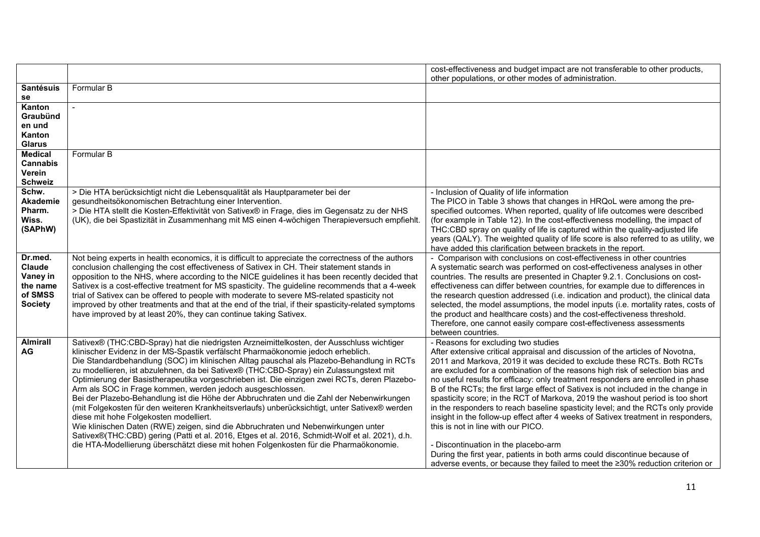| | | |
|---|---|---|
| | | cost-effectiveness and budget impact are not transferable to other products, other populations, or other modes of administration. |
| **Santésuisse** | Formular B | |
| **Kanton Graubünden und Kanton Glarus** | - | |
| **Medical Cannabis Verein Schweiz** | Formular B | |
| **Schw. Akademie Pharm. Wiss. (SAPhW)** | > Die HTA berücksichtigt nicht die Lebensqualität als Hauptparameter bei der gesundheitsökonomischen Betrachtung einer Intervention.<br>> Die HTA stellt die Kosten-Effektivität von Sativex® in Frage, dies im Gegensatz zu der NHS (UK), die bei Spastizität im Zusammenhang mit MS einen 4-wöchigen Therapieversuch empfiehlt. | - Inclusion of Quality of life information<br>The PICO in Table 3 shows that changes in HRQoL were among the pre-specified outcomes. When reported, quality of life outcomes were described (for example in Table 12). In the cost-effectiveness modelling, the impact of THC:CBD spray on quality of life is captured within the quality-adjusted life years (QALY). The weighted quality of life score is also referred to as utility, we have added this clarification between brackets in the report. |
| **Dr.med. Claude Vaney in the name of SMSS Society** | Not being experts in health economics, it is difficult to appreciate the correctness of the authors conclusion challenging the cost effectiveness of Sativex in CH. Their statement stands in opposition to the NHS, where according to the NICE guidelines it has been recently decided that Sativex is a cost-effective treatment for MS spasticity. The guideline recommends that a 4-week trial of Sativex can be offered to people with moderate to severe MS-related spasticity not improved by other treatments and that at the end of the trial, if their spasticity-related symptoms have improved by at least 20%, they can continue taking Sativex. | - Comparison with conclusions on cost-effectiveness in other countries<br>A systematic search was performed on cost-effectiveness analyses in other countries. The results are presented in Chapter 9.2.1. Conclusions on cost-effectiveness can differ between countries, for example due to differences in the research question addressed (i.e. indication and product), the clinical data selected, the model assumptions, the model inputs (i.e. mortality rates, costs of the product and healthcare costs) and the cost-effectiveness threshold. Therefore, one cannot easily compare cost-effectiveness assessments between countries. |
| **Almirall AG** | Sativex® (THC:CBD-Spray) hat die niedrigsten Arzneimittelkosten, der Ausschluss wichtiger klinischer Evidenz in der MS-Spastik verfälscht Pharmaökonomie jedoch erheblich.<br>Die Standardbehandlung (SOC) im klinischen Alltag pauschal als Plazebo-Behandlung in RCTs zu modellieren, ist abzulehnen, da bei Sativex® (THC:CBD-Spray) ein Zulassungstext mit Optimierung der Basistherapeutika vorgeschrieben ist. Die einzigen zwei RCTs, deren Plazebo-Arm als SOC in Frage kommen, werden jedoch ausgeschlossen.<br>Bei der Plazebo-Behandlung ist die Höhe der Abbruchraten und die Zahl der Nebenwirkungen (mit Folgekosten für den weiteren Krankheitsverlaufs) unberücksichtigt, unter Sativex® werden diese mit hohe Folgekosten modelliert.<br>Wie klinischen Daten (RWE) zeigen, sind die Abbruchraten und Nebenwirkungen unter Sativex®(THC:CBD) gering (Patti et al. 2016, Etges et al. 2016, Schmidt-Wolf et al. 2021), d.h. die HTA-Modellierung überschätzt diese mit hohen Folgenkosten für die Pharmaökonomie. | - Reasons for excluding two studies<br>After extensive critical appraisal and discussion of the articles of Novotna, 2011 and Markova, 2019 it was decided to exclude these RCTs. Both RCTs are excluded for a combination of the reasons high risk of selection bias and no useful results for efficacy: only treatment responders are enrolled in phase B of the RCTs; the first large effect of Sativex is not included in the change in spasticity score; in the RCT of Markova, 2019 the washout period is too short in the responders to reach baseline spasticity level; and the RCTs only provide insight in the follow-up effect after 4 weeks of Sativex treatment in responders, this is not in line with our PICO.<br><br>- Discontinuation in the placebo-arm<br>During the first year, patients in both arms could discontinue because of adverse events, or because they failed to meet the ≥30% reduction criterion or |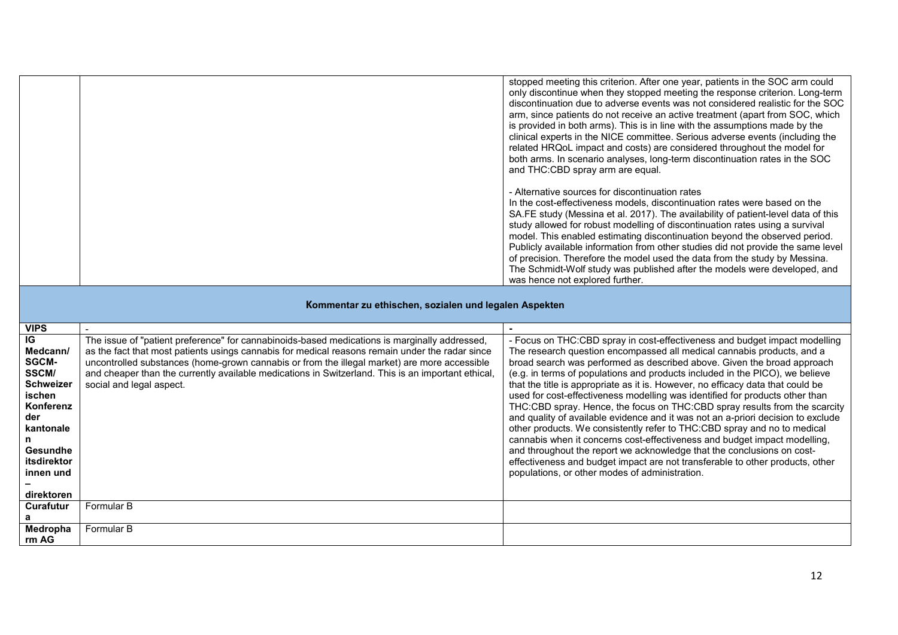| | | |
|---|---|---|
| | | stopped meeting this criterion. After one year, patients in the SOC arm could only discontinue when they stopped meeting the response criterion. Long-term discontinuation due to adverse events was not considered realistic for the SOC arm, since patients do not receive an active treatment (apart from SOC, which is provided in both arms). This is in line with the assumptions made by the clinical experts in the NICE committee. Serious adverse events (including the related HRQoL impact and costs) are considered throughout the model for both arms. In scenario analyses, long-term discontinuation rates in the SOC and THC:CBD spray arm are equal.<br><br>- Alternative sources for discontinuation rates<br>In the cost-effectiveness models, discontinuation rates were based on the SA.FE study (Messina et al. 2017). The availability of patient-level data of this study allowed for robust modelling of discontinuation rates using a survival model. This enabled estimating discontinuation beyond the observed period. Publicly available information from other studies did not provide the same level of precision. Therefore the model used the data from the study by Messina. The Schmidt-Wolf study was published after the models were developed, and was hence not explored further. |
| **Kommentar zu ethischen, sozialen und legalen Aspekten** | | |
| **VIPS** | - | - |
| **IG Medcann/ SGCM-SSCM/ Schweizerischen Konferenz der kantonalen Gesundheitsdirektorinnen und –direktoren** | The issue of "patient preference" for cannabinoids-based medications is marginally addressed, as the fact that most patients usings cannabis for medical reasons remain under the radar since uncontrolled substances (home-grown cannabis or from the illegal market) are more accessible and cheaper than the currently available medications in Switzerland. This is an important ethical, social and legal aspect. | - Focus on THC:CBD spray in cost-effectiveness and budget impact modelling<br>The research question encompassed all medical cannabis products, and a broad search was performed as described above. Given the broad approach (e.g. in terms of populations and products included in the PICO), we believe that the title is appropriate as it is. However, no efficacy data that could be used for cost-effectiveness modelling was identified for products other than THC:CBD spray. Hence, the focus on THC:CBD spray results from the scarcity and quality of available evidence and it was not an a-priori decision to exclude other products. We consistently refer to THC:CBD spray and no to medical cannabis when it concerns cost-effectiveness and budget impact modelling, and throughout the report we acknowledge that the conclusions on cost-effectiveness and budget impact are not transferable to other products, other populations, or other modes of administration. |
| **Curafutura** | Formular B | |
| **Medropharm AG** | Formular B | |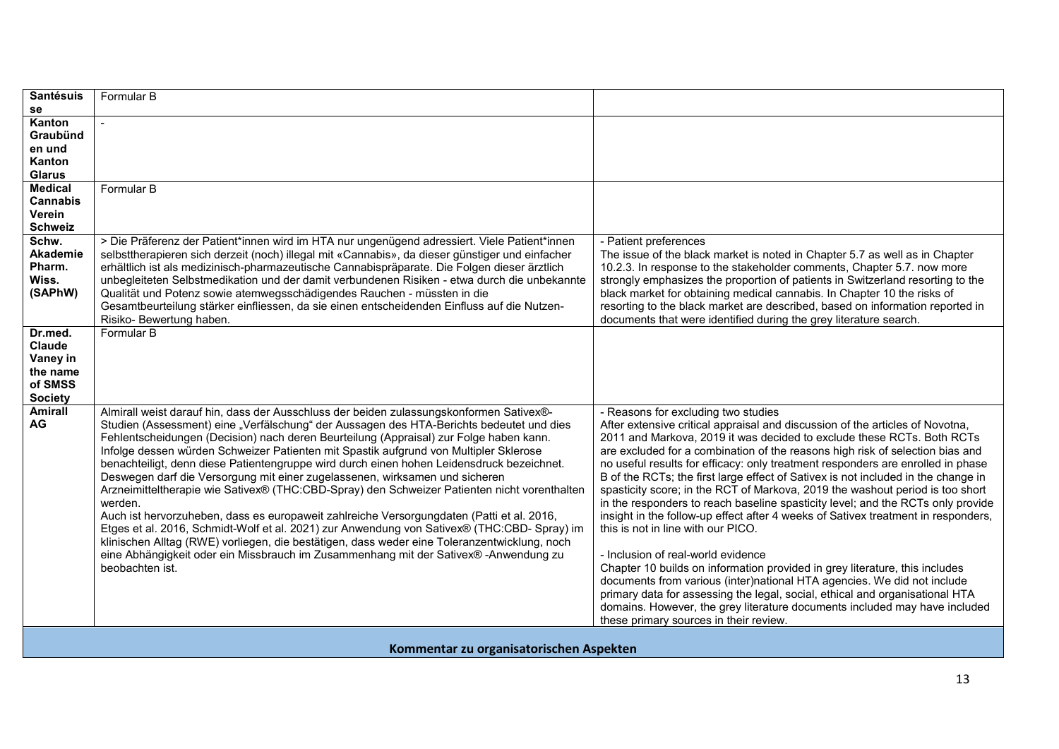| | | |
|---|---|---|
| **Santésuisse** | Formular B | |
| **Kanton Graubünden und Kanton Glarus** | - | |
| **Medical Cannabis Verein Schweiz** | Formular B | |
| **Schw. Akademie Pharm. Wiss. (SAPhW)** | > Die Präferenz der Patient*innen wird im HTA nur ungenügend adressiert. Viele Patient*innen selbsttherapieren sich derzeit (noch) illegal mit «Cannabis», da dieser günstiger und einfacher erhältlich ist als medizinisch-pharmazeutische Cannabispräparate. Die Folgen dieser ärztlich unbegleiteten Selbstmedikation und der damit verbundenen Risiken - etwa durch die unbekannte Qualität und Potenz sowie atemwegsschädigendes Rauchen - müssten in die Gesamtbeurteilung stärker einfliessen, da sie einen entscheidenden Einfluss auf die Nutzen-Risiko- Bewertung haben. | - Patient preferences<br>The issue of the black market is noted in Chapter 5.7 as well as in Chapter 10.2.3. In response to the stakeholder comments, Chapter 5.7. now more strongly emphasizes the proportion of patients in Switzerland resorting to the black market for obtaining medical cannabis. In Chapter 10 the risks of resorting to the black market are described, based on information reported in documents that were identified during the grey literature search. |
| **Dr.med. Claude Vaney in the name of SMSS Society** | Formular B | |
| **Amirall AG** | Almirall weist darauf hin, dass der Ausschluss der beiden zulassungskonformen Sativex®-Studien (Assessment) eine „Verfälschung" der Aussagen des HTA-Berichts bedeutet und dies Fehlentscheidungen (Decision) nach deren Beurteilung (Appraisal) zur Folge haben kann. Infolge dessen würden Schweizer Patienten mit Spastik aufgrund von Multipler Sklerose benachteiligt, denn diese Patientengruppe wird durch einen hohen Leidensdruck bezeichnet. Deswegen darf die Versorgung mit einer zugelassenen, wirksamen und sicheren Arzneimitteltherapie wie Sativex® (THC:CBD-Spray) den Schweizer Patienten nicht vorenthalten werden.<br>Auch ist hervorzuheben, dass es europaweit zahlreiche Versorgungdaten (Patti et al. 2016, Etges et al. 2016, Schmidt-Wolf et al. 2021) zur Anwendung von Sativex® (THC:CBD- Spray) im klinischen Alltag (RWE) vorliegen, die bestätigen, dass weder eine Toleranzentwicklung, noch eine Abhängigkeit oder ein Missbrauch im Zusammenhang mit der Sativex® -Anwendung zu beobachten ist. | - Reasons for excluding two studies<br>After extensive critical appraisal and discussion of the articles of Novotna, 2011 and Markova, 2019 it was decided to exclude these RCTs. Both RCTs are excluded for a combination of the reasons high risk of selection bias and no useful results for efficacy: only treatment responders are enrolled in phase B of the RCTs; the first large effect of Sativex is not included in the change in spasticity score; in the RCT of Markova, 2019 the washout period is too short in the responders to reach baseline spasticity level; and the RCTs only provide insight in the follow-up effect after 4 weeks of Sativex treatment in responders, this is not in line with our PICO.<br><br>- Inclusion of real-world evidence<br>Chapter 10 builds on information provided in grey literature, this includes documents from various (inter)national HTA agencies. We did not include primary data for assessing the legal, social, ethical and organisational HTA domains. However, the grey literature documents included may have included these primary sources in their review. |
| **Kommentar zu organisatorischen Aspekten** | | |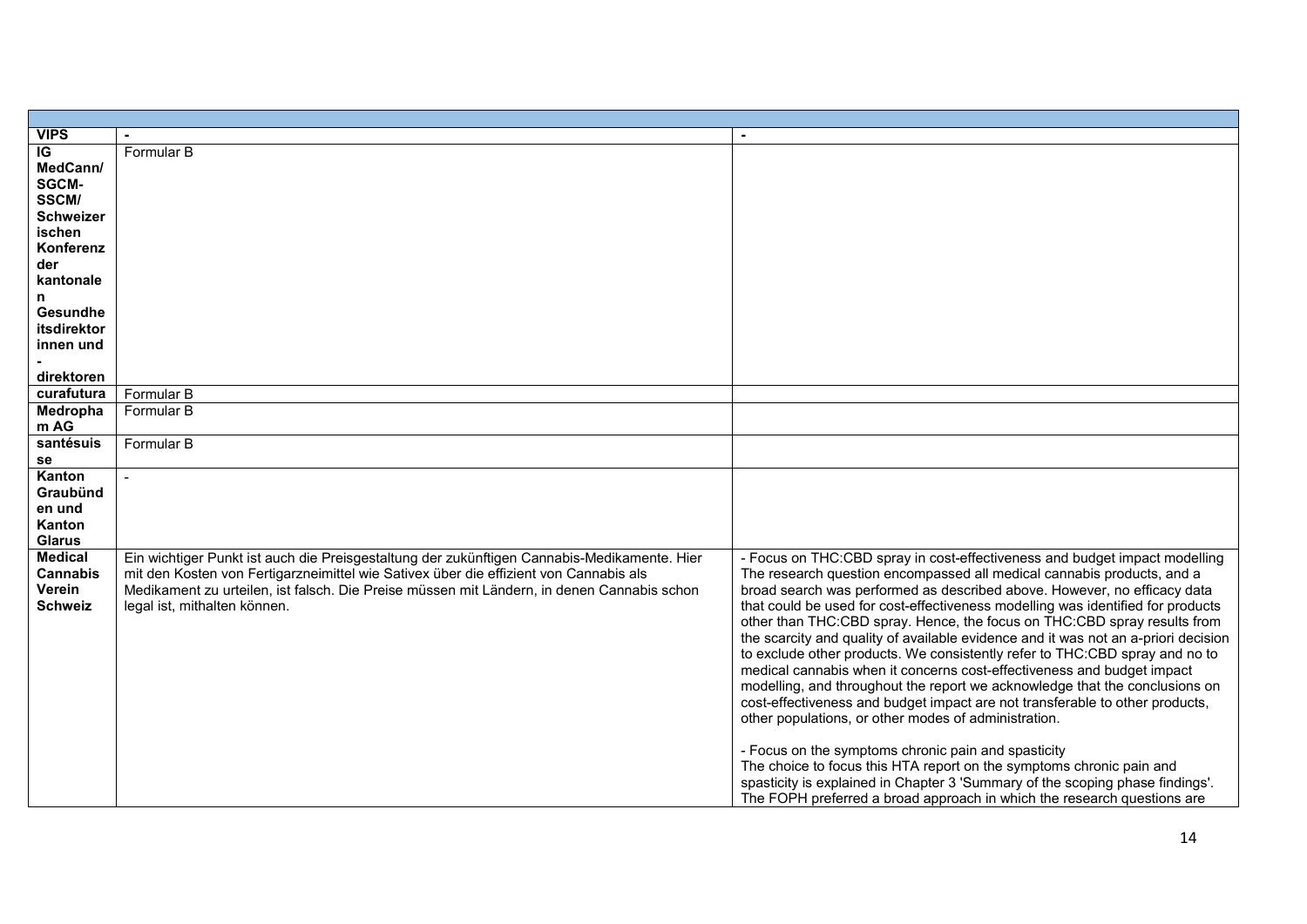| | | |
|---|---|---|
| **VIPS** | - | - |
| **IG MedCann/ SGCM-SSCM/ Schweizerischen Konferenz der kantonalen Gesundheitsdirektorinnen und -direktoren** | Formular B | |
| **curafutura** | Formular B | |
| **Medropharm AG** | Formular B | |
| **santésuisse** | Formular B | |
| **Kanton Graubünden und Kanton Glarus** | - | |
| **Medical Cannabis Verein Schweiz** | Ein wichtiger Punkt ist auch die Preisgestaltung der zukünftigen Cannabis-Medikamente. Hier mit den Kosten von Fertigarzneimittel wie Sativex über die effizient von Cannabis als Medikament zu urteilen, ist falsch. Die Preise müssen mit Ländern, in denen Cannabis schon legal ist, mithalten können. | - Focus on THC:CBD spray in cost-effectiveness and budget impact modelling<br>The research question encompassed all medical cannabis products, and a broad search was performed as described above. However, no efficacy data that could be used for cost-effectiveness modelling was identified for products other than THC:CBD spray. Hence, the focus on THC:CBD spray results from the scarcity and quality of available evidence and it was not an a-priori decision to exclude other products. We consistently refer to THC:CBD spray and no to medical cannabis when it concerns cost-effectiveness and budget impact modelling, and throughout the report we acknowledge that the conclusions on cost-effectiveness and budget impact are not transferable to other products, other populations, or other modes of administration.<br><br>- Focus on the symptoms chronic pain and spasticity<br>The choice to focus this HTA report on the symptoms chronic pain and spasticity is explained in Chapter 3 'Summary of the scoping phase findings'. The FOPH preferred a broad approach in which the research questions are |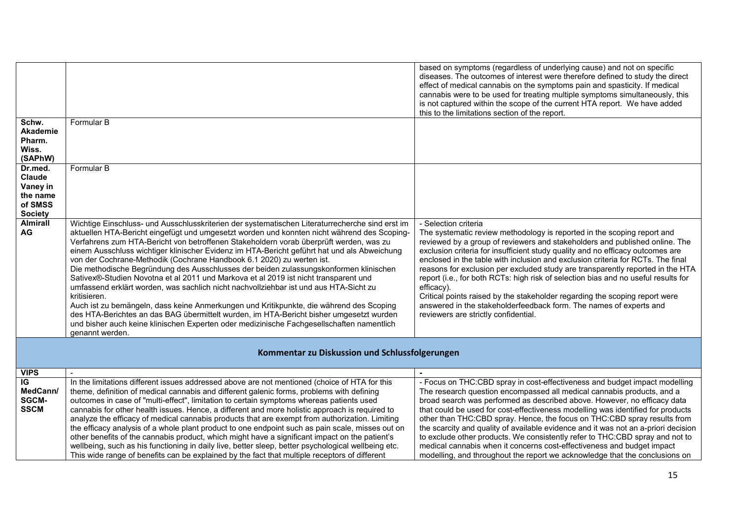| | | |
|---|---|---|
| | | based on symptoms (regardless of underlying cause) and not on specific diseases. The outcomes of interest were therefore defined to study the direct effect of medical cannabis on the symptoms pain and spasticity. If medical cannabis were to be used for treating multiple symptoms simultaneously, this is not captured within the scope of the current HTA report. We have added this to the limitations section of the report. |
| **Schw. Akademie Pharm. Wiss. (SAPhW)** | Formular B | |
| **Dr.med. Claude Vaney in the name of SMSS Society** | Formular B | |
| **Almirall AG** | Wichtige Einschluss- und Ausschlusskriterien der systematischen Literaturrecherche sind erst im aktuellen HTA-Bericht eingefügt und umgesetzt worden und konnten nicht während des Scoping-Verfahrens zum HTA-Bericht von betroffenen Stakeholdern vorab überprüft werden, was zu einem Ausschluss wichtiger klinischer Evidenz im HTA-Bericht geführt hat und als Abweichung von der Cochrane-Methodik (Cochrane Handbook 6.1 2020) zu werten ist.<br>Die methodische Begründung des Ausschlusses der beiden zulassungskonformen klinischen Sativex®-Studien Novotna et al 2011 und Markova et al 2019 ist nicht transparent und umfassend erklärt worden, was sachlich nicht nachvollziehbar ist und aus HTA-Sicht zu kritisieren.<br>Auch ist zu bemängeln, dass keine Anmerkungen und Kritikpunkte, die während des Scoping des HTA-Berichtes an das BAG übermittelt wurden, im HTA-Bericht bisher umgesetzt wurden und bisher auch keine klinischen Experten oder medizinische Fachgesellschaften namentlich genannt werden. | - Selection criteria<br>The systematic review methodology is reported in the scoping report and reviewed by a group of reviewers and stakeholders and published online. The exclusion criteria for insufficient study quality and no efficacy outcomes are enclosed in the table with inclusion and exclusion criteria for RCTs. The final reasons for exclusion per excluded study are transparently reported in the HTA report (i.e., for both RCTs: high risk of selection bias and no useful results for efficacy).<br>Critical points raised by the stakeholder regarding the scoping report were answered in the stakeholderfeedback form. The names of experts and reviewers are strictly confidential. |
| **Kommentar zu Diskussion und Schlussfolgerungen** | | |
| **VIPS** | - | **-** |
| **IG MedCann/ SGCM-SSCM** | In the limitations different issues addressed above are not mentioned (choice of HTA for this theme, definition of medical cannabis and different galenic forms, problems with defining outcomes in case of "multi-effect", limitation to certain symptoms whereas patients used cannabis for other health issues. Hence, a different and more holistic approach is required to analyze the efficacy of medical cannabis products that are exempt from authorization. Limiting the efficacy analysis of a whole plant product to one endpoint such as pain scale, misses out on other benefits of the cannabis product, which might have a significant impact on the patient's wellbeing, such as his functioning in daily live, better sleep, better psychological wellbeing etc. This wide range of benefits can be explained by the fact that multiple receptors of different | - Focus on THC:CBD spray in cost-effectiveness and budget impact modelling<br>The research question encompassed all medical cannabis products, and a broad search was performed as described above. However, no efficacy data that could be used for cost-effectiveness modelling was identified for products other than THC:CBD spray. Hence, the focus on THC:CBD spray results from the scarcity and quality of available evidence and it was not an a-priori decision to exclude other products. We consistently refer to THC:CBD spray and not to medical cannabis when it concerns cost-effectiveness and budget impact modelling, and throughout the report we acknowledge that the conclusions on |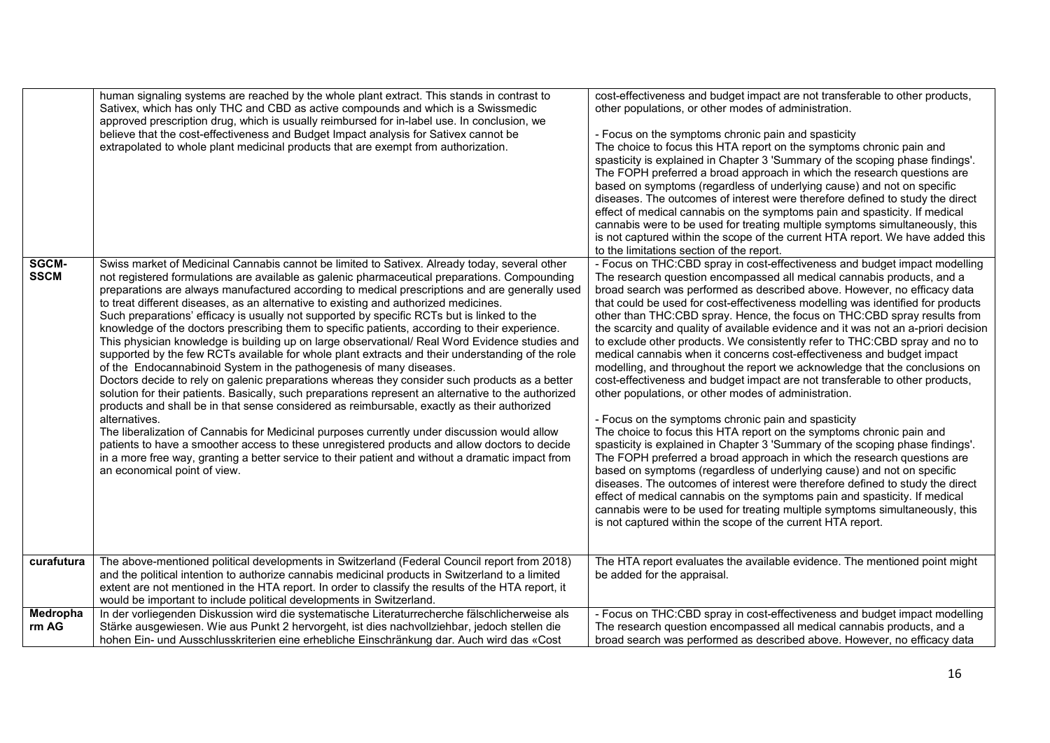| | | |
|---|---|---|
| | human signaling systems are reached by the whole plant extract. This stands in contrast to Sativex, which has only THC and CBD as active compounds and which is a Swissmedic approved prescription drug, which is usually reimbursed for in-label use. In conclusion, we believe that the cost-effectiveness and Budget Impact analysis for Sativex cannot be extrapolated to whole plant medicinal products that are exempt from authorization. | cost-effectiveness and budget impact are not transferable to other products, other populations, or other modes of administration.<br><br>- Focus on the symptoms chronic pain and spasticity<br>The choice to focus this HTA report on the symptoms chronic pain and spasticity is explained in Chapter 3 'Summary of the scoping phase findings'. The FOPH preferred a broad approach in which the research questions are based on symptoms (regardless of underlying cause) and not on specific diseases. The outcomes of interest were therefore defined to study the direct effect of medical cannabis on the symptoms pain and spasticity. If medical cannabis were to be used for treating multiple symptoms simultaneously, this is not captured within the scope of the current HTA report. We have added this to the limitations section of the report. |
| **SGCM-SSCM** | Swiss market of Medicinal Cannabis cannot be limited to Sativex. Already today, several other not registered formulations are available as galenic pharmaceutical preparations. Compounding preparations are always manufactured according to medical prescriptions and are generally used to treat different diseases, as an alternative to existing and authorized medicines.<br>Such preparations' efficacy is usually not supported by specific RCTs but is linked to the knowledge of the doctors prescribing them to specific patients, according to their experience. This physician knowledge is building up on large observational/ Real Word Evidence studies and supported by the few RCTs available for whole plant extracts and their understanding of the role of the Endocannabinoid System in the pathogenesis of many diseases.<br>Doctors decide to rely on galenic preparations whereas they consider such products as a better solution for their patients. Basically, such preparations represent an alternative to the authorized products and shall be in that sense considered as reimbursable, exactly as their authorized alternatives.<br>The liberalization of Cannabis for Medicinal purposes currently under discussion would allow patients to have a smoother access to these unregistered products and allow doctors to decide in a more free way, granting a better service to their patient and without a dramatic impact from an economical point of view. | - Focus on THC:CBD spray in cost-effectiveness and budget impact modelling<br>The research question encompassed all medical cannabis products, and a broad search was performed as described above. However, no efficacy data that could be used for cost-effectiveness modelling was identified for products other than THC:CBD spray. Hence, the focus on THC:CBD spray results from the scarcity and quality of available evidence and it was not an a-priori decision to exclude other products. We consistently refer to THC:CBD spray and no to medical cannabis when it concerns cost-effectiveness and budget impact modelling, and throughout the report we acknowledge that the conclusions on cost-effectiveness and budget impact are not transferable to other products, other populations, or other modes of administration.<br><br>- Focus on the symptoms chronic pain and spasticity<br>The choice to focus this HTA report on the symptoms chronic pain and spasticity is explained in Chapter 3 'Summary of the scoping phase findings'. The FOPH preferred a broad approach in which the research questions are based on symptoms (regardless of underlying cause) and not on specific diseases. The outcomes of interest were therefore defined to study the direct effect of medical cannabis on the symptoms pain and spasticity. If medical cannabis were to be used for treating multiple symptoms simultaneously, this is not captured within the scope of the current HTA report. |
| **curafutura** | The above-mentioned political developments in Switzerland (Federal Council report from 2018) and the political intention to authorize cannabis medicinal products in Switzerland to a limited extent are not mentioned in the HTA report. In order to classify the results of the HTA report, it would be important to include political developments in Switzerland. | The HTA report evaluates the available evidence. The mentioned point might be added for the appraisal. |
| **Medropharm AG** | In der vorliegenden Diskussion wird die systematische Literaturrecherche fälschlicherweise als Stärke ausgewiesen. Wie aus Punkt 2 hervorgeht, ist dies nachvollziehbar, jedoch stellen die hohen Ein- und Ausschlusskriterien eine erhebliche Einschränkung dar. Auch wird das «Cost | - Focus on THC:CBD spray in cost-effectiveness and budget impact modelling<br>The research question encompassed all medical cannabis products, and a broad search was performed as described above. However, no efficacy data |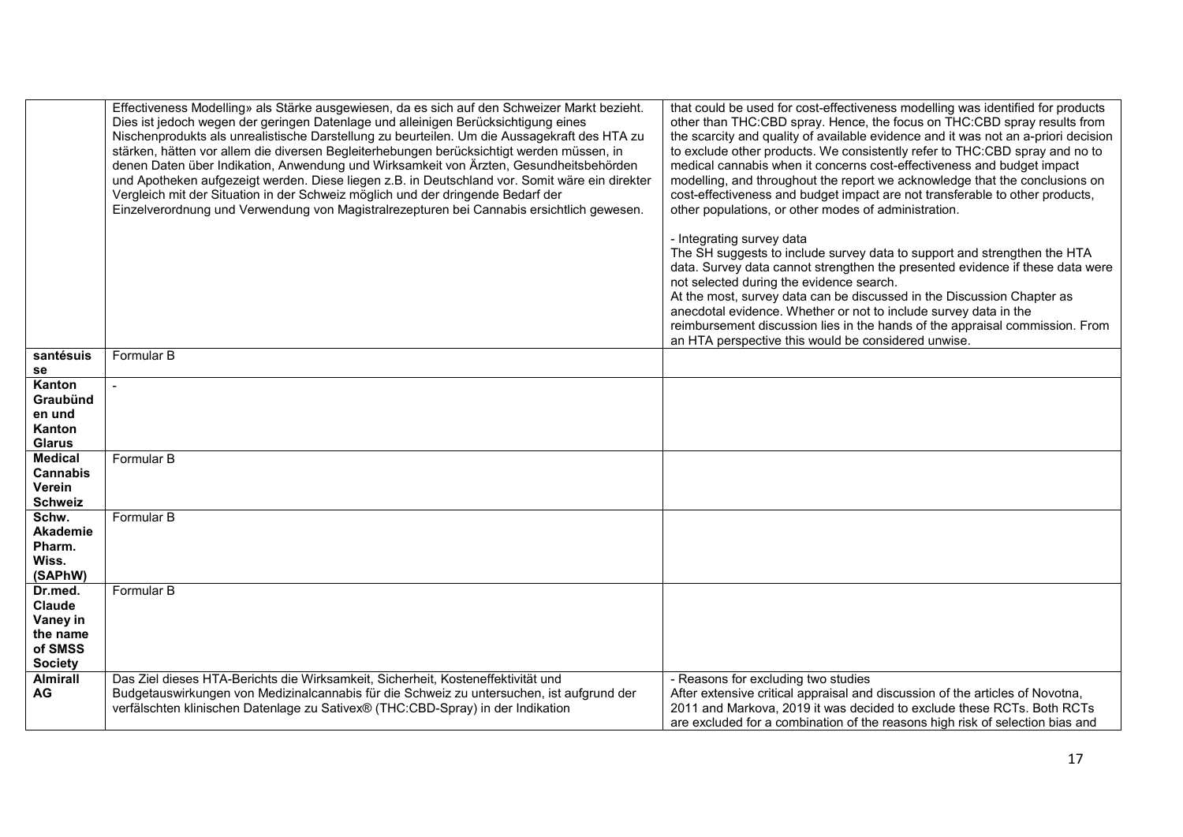| | | |
|---|---|---|
| | Effectiveness Modelling» als Stärke ausgewiesen, da es sich auf den Schweizer Markt bezieht. Dies ist jedoch wegen der geringen Datenlage und alleinigen Berücksichtigung eines Nischenprodukts als unrealistische Darstellung zu beurteilen. Um die Aussagekraft des HTA zu stärken, hätten vor allem die diversen Begleiterhebungen berücksichtigt werden müssen, in denen Daten über Indikation, Anwendung und Wirksamkeit von Ärzten, Gesundheitsbehörden und Apotheken aufgezeigt werden. Diese liegen z.B. in Deutschland vor. Somit wäre ein direkter Vergleich mit der Situation in der Schweiz möglich und der dringende Bedarf der Einzelverordnung und Verwendung von Magistralrezepturen bei Cannabis ersichtlich gewesen. | that could be used for cost-effectiveness modelling was identified for products other than THC:CBD spray. Hence, the focus on THC:CBD spray results from the scarcity and quality of available evidence and it was not an a-priori decision to exclude other products. We consistently refer to THC:CBD spray and no to medical cannabis when it concerns cost-effectiveness and budget impact modelling, and throughout the report we acknowledge that the conclusions on cost-effectiveness and budget impact are not transferable to other products, other populations, or other modes of administration.<br><br>- Integrating survey data<br>The SH suggests to include survey data to support and strengthen the HTA data. Survey data cannot strengthen the presented evidence if these data were not selected during the evidence search.<br>At the most, survey data can be discussed in the Discussion Chapter as anecdotal evidence. Whether or not to include survey data in the reimbursement discussion lies in the hands of the appraisal commission. From an HTA perspective this would be considered unwise. |
| **santésuisse** | Formular B | |
| **Kanton Graubünden und Kanton Glarus** | - | |
| **Medical Cannabis Verein Schweiz** | Formular B | |
| **Schw. Akademie Pharm. Wiss. (SAPhW)** | Formular B | |
| **Dr.med. Claude Vaney in the name of SMSS Society** | Formular B | |
| **Almirall AG** | Das Ziel dieses HTA-Berichts die Wirksamkeit, Sicherheit, Kosteneffektivität und Budgetauswirkungen von Medizinalcannabis für die Schweiz zu untersuchen, ist aufgrund der verfälschten klinischen Datenlage zu Sativex® (THC:CBD-Spray) in der Indikation | - Reasons for excluding two studies<br>After extensive critical appraisal and discussion of the articles of Novotna, 2011 and Markova, 2019 it was decided to exclude these RCTs. Both RCTs are excluded for a combination of the reasons high risk of selection bias and |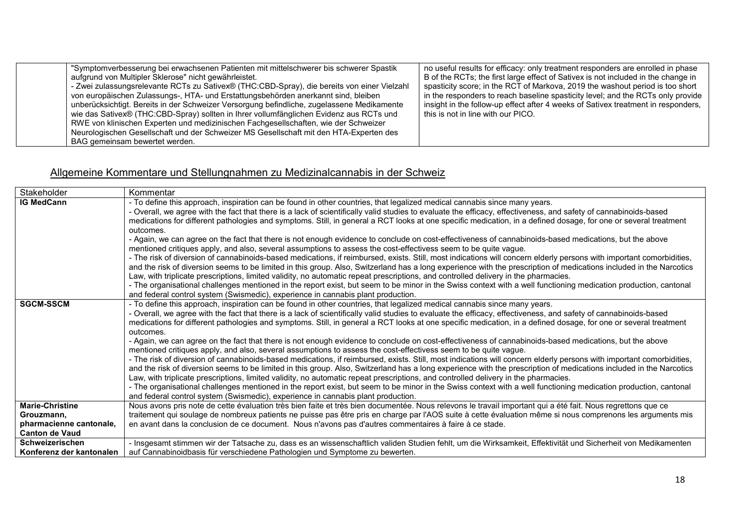| | "Symptomverbesserung bei erwachsenen Patienten mit mittelschwerer bis schwerer Spastik aufgrund von Multipler Sklerose" nicht gewährleistet.<br>- Zwei zulassungsrelevante RCTs zu Sativex® (THC:CBD-Spray), die bereits von einer Vielzahl von europäischen Zulassungs-, HTA- und Erstattungsbehörden anerkannt sind, bleiben unberücksichtigt. Bereits in der Schweizer Versorgung befindliche, zugelassene Medikamente wie das Sativex® (THC:CBD-Spray) sollten in Ihrer vollumfänglichen Evidenz aus RCTs und RWE von klinischen Experten und medizinischen Fachgesellschaften, wie der Schweizer Neurologischen Gesellschaft und der Schweizer MS Gesellschaft mit den HTA-Experten des BAG gemeinsam bewertet werden. | no useful results for efficacy: only treatment responders are enrolled in phase B of the RCTs; the first large effect of Sativex is not included in the change in spasticity score; in the RCT of Markova, 2019 the washout period is too short in the responders to reach baseline spasticity level; and the RCTs only provide insight in the follow-up effect after 4 weeks of Sativex treatment in responders, this is not in line with our PICO. |
|---|---|---|

## Allgemeine Kommentare und Stellungnahmen zu Medizinalcannabis in der Schweiz

| Stakeholder | Kommentar |
|---|---|
| **IG MedCann** | - To define this approach, inspiration can be found in other countries, that legalized medical cannabis since many years.<br>- Overall, we agree with the fact that there is a lack of scientifically valid studies to evaluate the efficacy, effectiveness, and safety of cannabinoids-based medications for different pathologies and symptoms. Still, in general a RCT looks at one specific medication, in a defined dosage, for one or several treatment outcomes.<br>- Again, we can agree on the fact that there is not enough evidence to conclude on cost-effectiveness of cannabinoids-based medications, but the above mentioned critiques apply, and also, several assumptions to assess the cost-effectivess seem to be quite vague.<br>- The risk of diversion of cannabinoids-based medications, if reimbursed, exists. Still, most indications will concern elderly persons with important comorbidities, and the risk of diversion seems to be limited in this group. Also, Switzerland has a long experience with the prescription of medications included in the Narcotics Law, with triplicate prescriptions, limited validity, no automatic repeat prescriptions, and controlled delivery in the pharmacies.<br>- The organisational challenges mentioned in the report exist, but seem to be minor in the Swiss context with a well functioning medication production, cantonal and federal control system (Swismedic), experience in cannabis plant production. |
| **SGCM-SSCM** | - To define this approach, inspiration can be found in other countries, that legalized medical cannabis since many years.<br>- Overall, we agree with the fact that there is a lack of scientifically valid studies to evaluate the efficacy, effectiveness, and safety of cannabinoids-based medications for different pathologies and symptoms. Still, in general a RCT looks at one specific medication, in a defined dosage, for one or several treatment outcomes.<br>- Again, we can agree on the fact that there is not enough evidence to conclude on cost-effectiveness of cannabinoids-based medications, but the above mentioned critiques apply, and also, several assumptions to assess the cost-effectivess seem to be quite vague.<br>- The risk of diversion of cannabinoids-based medications, if reimbursed, exists. Still, most indications will concern elderly persons with important comorbidities, and the risk of diversion seems to be limited in this group. Also, Switzerland has a long experience with the prescription of medications included in the Narcotics Law, with triplicate prescriptions, limited validity, no automatic repeat prescriptions, and controlled delivery in the pharmacies.<br>- The organisational challenges mentioned in the report exist, but seem to be minor in the Swiss context with a well functioning medication production, cantonal and federal control system (Swismedic), experience in cannabis plant production. |
| **Marie-Christine Grouzmann, pharmacienne cantonale, Canton de Vaud** | Nous avons pris note de cette évaluation très bien faite et très bien documentée. Nous relevons le travail important qui a été fait. Nous regrettons que ce traitement qui soulage de nombreux patients ne puisse pas être pris en charge par l'AOS suite à cette évaluation même si nous comprenons les arguments mis en avant dans la conclusion de ce document. Nous n'avons pas d'autres commentaires à faire à ce stade. |
| **Schweizerischen Konferenz der kantonalen** | - Insgesamt stimmen wir der Tatsache zu, dass es an wissenschaftlich validen Studien fehlt, um die Wirksamkeit, Effektivität und Sicherheit von Medikamenten auf Cannabinoidbasis für verschiedene Pathologien und Symptome zu bewerten. |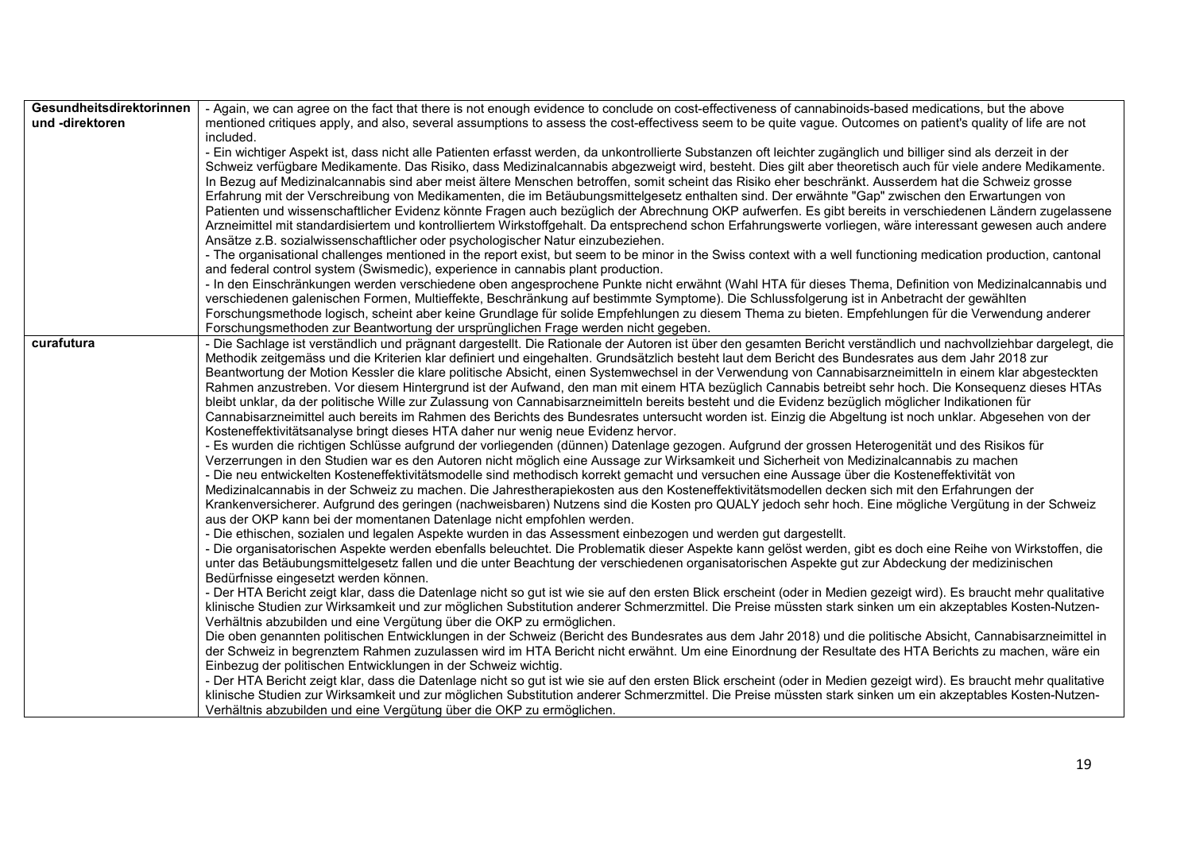| | |
|---|---|
| **Gesundheitsdirektorinnen und -direktoren** | - Again, we can agree on the fact that there is not enough evidence to conclude on cost-effectiveness of cannabinoids-based medications, but the above mentioned critiques apply, and also, several assumptions to assess the cost-effectivess seem to be quite vague. Outcomes on patient's quality of life are not included.<br>- Ein wichtiger Aspekt ist, dass nicht alle Patienten erfasst werden, da unkontrollierte Substanzen oft leichter zugänglich und billiger sind als derzeit in der Schweiz verfügbare Medikamente. Das Risiko, dass Medizinalcannabis abgezweigt wird, besteht. Dies gilt aber theoretisch auch für viele andere Medikamente. In Bezug auf Medizinalcannabis sind aber meist ältere Menschen betroffen, somit scheint das Risiko eher beschränkt. Ausserdem hat die Schweiz grosse Erfahrung mit der Verschreibung von Medikamenten, die im Betäubungsmittelgesetz enthalten sind. Der erwähnte "Gap" zwischen den Erwartungen von Patienten und wissenschaftlicher Evidenz könnte Fragen auch bezüglich der Abrechnung OKP aufwerfen. Es gibt bereits in verschiedenen Ländern zugelassene Arzneimittel mit standardisiertem und kontrolliertem Wirkstoffgehalt. Da entsprechend schon Erfahrungswerte vorliegen, wäre interessant gewesen auch andere Ansätze z.B. sozialwissenschaftlicher oder psychologischer Natur einzubeziehen.<br>- The organisational challenges mentioned in the report exist, but seem to be minor in the Swiss context with a well functioning medication production, cantonal and federal control system (Swismedic), experience in cannabis plant production.<br>- In den Einschränkungen werden verschiedene oben angesprochene Punkte nicht erwähnt (Wahl HTA für dieses Thema, Definition von Medizinalcannabis und verschiedenen galenischen Formen, Multieffekte, Beschränkung auf bestimmte Symptome). Die Schlussfolgerung ist in Anbetracht der gewählten Forschungsmethode logisch, scheint aber keine Grundlage für solide Empfehlungen zu diesem Thema zu bieten. Empfehlungen für die Verwendung anderer Forschungsmethoden zur Beantwortung der ursprünglichen Frage werden nicht gegeben. |
| **curafutura** | - Die Sachlage ist verständlich und prägnant dargestellt. Die Rationale der Autoren ist über den gesamten Bericht verständlich und nachvollziehbar dargelegt, die Methodik zeitgemäss und die Kriterien klar definiert und eingehalten. Grundsätzlich besteht laut dem Bericht des Bundesrates aus dem Jahr 2018 zur Beantwortung der Motion Kessler die klare politische Absicht, einen Systemwechsel in der Verwendung von Cannabisarzneimitteln in einem klar abgesteckten Rahmen anzustreben. Vor diesem Hintergrund ist der Aufwand, den man mit einem HTA bezüglich Cannabis betreibt sehr hoch. Die Konsequenz dieses HTAs bleibt unklar, da der politische Wille zur Zulassung von Cannabisarzneimitteln bereits besteht und die Evidenz bezüglich möglicher Indikationen für Cannabisarzneimittel auch bereits im Rahmen des Berichts des Bundesrates untersucht worden ist. Einzig die Abgeltung ist noch unklar. Abgesehen von der Kosteneffektivitätsanalyse bringt dieses HTA daher nur wenig neue Evidenz hervor.<br>- Es wurden die richtigen Schlüsse aufgrund der vorliegenden (dünnen) Datenlage gezogen. Aufgrund der grossen Heterogenität und des Risikos für Verzerrungen in den Studien war es den Autoren nicht möglich eine Aussage zur Wirksamkeit und Sicherheit von Medizinalcannabis zu machen<br>- Die neu entwickelten Kosteneffektivitätsmodelle sind methodisch korrekt gemacht und versuchen eine Aussage über die Kosteneffektivität von Medizinalcannabis in der Schweiz zu machen. Die Jahrestherapiekosten aus den Kosteneffektivitätsmodellen decken sich mit den Erfahrungen der Krankenversicherer. Aufgrund des geringen (nachweisbaren) Nutzens sind die Kosten pro QUALY jedoch sehr hoch. Eine mögliche Vergütung in der Schweiz aus der OKP kann bei der momentanen Datenlage nicht empfohlen werden.<br>- Die ethischen, sozialen und legalen Aspekte wurden in das Assessment einbezogen und werden gut dargestellt.<br>- Die organisatorischen Aspekte werden ebenfalls beleuchtet. Die Problematik dieser Aspekte kann gelöst werden, gibt es doch eine Reihe von Wirkstoffen, die unter das Betäubungsmittelgesetz fallen und die unter Beachtung der verschiedenen organisatorischen Aspekte gut zur Abdeckung der medizinischen Bedürfnisse eingesetzt werden können.<br>- Der HTA Bericht zeigt klar, dass die Datenlage nicht so gut ist wie sie auf den ersten Blick erscheint (oder in Medien gezeigt wird). Es braucht mehr qualitative klinische Studien zur Wirksamkeit und zur möglichen Substitution anderer Schmerzmittel. Die Preise müssten stark sinken um ein akzeptables Kosten-Nutzen-Verhältnis abzubilden und eine Vergütung über die OKP zu ermöglichen.<br>Die oben genannten politischen Entwicklungen in der Schweiz (Bericht des Bundesrates aus dem Jahr 2018) und die politische Absicht, Cannabisarzneimittel in der Schweiz in begrenztem Rahmen zuzulassen wird im HTA Bericht nicht erwähnt. Um eine Einordnung der Resultate des HTA Berichts zu machen, wäre ein Einbezug der politischen Entwicklungen in der Schweiz wichtig.<br>- Der HTA Bericht zeigt klar, dass die Datenlage nicht so gut ist wie sie auf den ersten Blick erscheint (oder in Medien gezeigt wird). Es braucht mehr qualitative klinische Studien zur Wirksamkeit und zur möglichen Substitution anderer Schmerzmittel. Die Preise müssten stark sinken um ein akzeptables Kosten-Nutzen-Verhältnis abzubilden und eine Vergütung über die OKP zu ermöglichen. |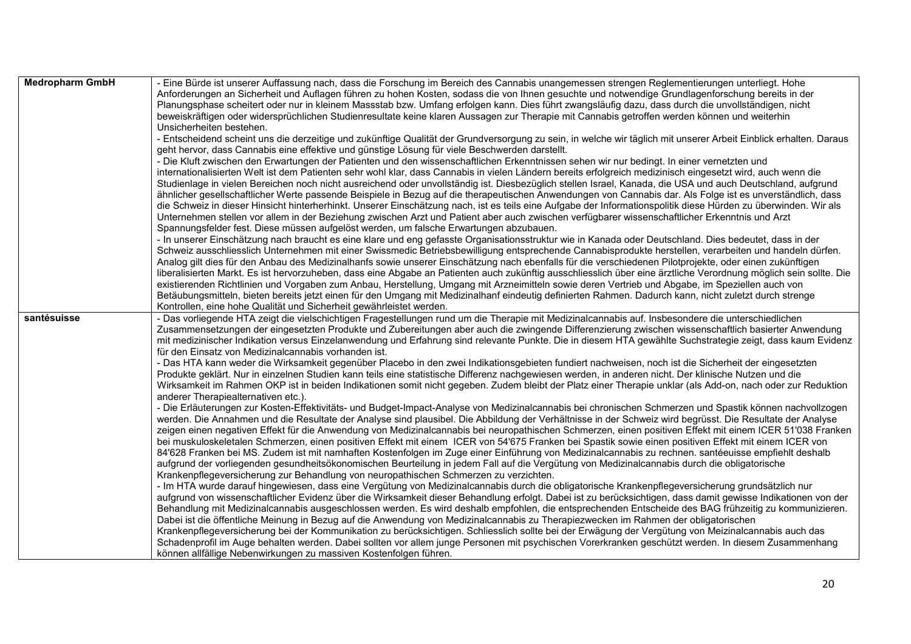| | |
|---|---|
| **Medropharm GmbH** | - Eine Bürde ist unserer Auffassung nach, dass die Forschung im Bereich des Cannabis unangemessen strengen Reglementierungen unterliegt. Hohe Anforderungen an Sicherheit und Auflagen führen zu hohen Kosten, sodass die von Ihnen gesuchte und notwendige Grundlagenforschung bereits in der Planungsphase scheitert oder nur in kleinem Massstab bzw. Umfang erfolgen kann. Dies führt zwangsläufig dazu, dass durch die unvollständigen, nicht beweiskräftigen oder widersprüchlichen Studienresultate keine klaren Aussagen zur Therapie mit Cannabis getroffen werden können und weiterhin Unsicherheiten bestehen.<br>- Entscheidend scheint uns die derzeitige und zukünftige Qualität der Grundversorgung zu sein, in welche wir täglich mit unserer Arbeit Einblick erhalten. Daraus geht hervor, dass Cannabis eine effektive und günstige Lösung für viele Beschwerden darstellt.<br>- Die Kluft zwischen den Erwartungen der Patienten und den wissenschaftlichen Erkenntnissen sehen wir nur bedingt. In einer vernetzten und internationalisierten Welt ist dem Patienten sehr wohl klar, dass Cannabis in vielen Ländern bereits erfolgreich medizinisch eingesetzt wird, auch wenn die Studienlage in vielen Bereichen noch nicht ausreichend oder unvollständig ist. Diesbezüglich stellen Israel, Kanada, die USA und auch Deutschland, aufgrund ähnlicher gesellschaftlicher Werte passende Beispiele in Bezug auf die therapeutischen Anwendungen von Cannabis dar. Als Folge ist es unverständlich, dass die Schweiz in dieser Hinsicht hinterherhinkt. Unserer Einschätzung nach, ist es teils eine Aufgabe der Informationspolitik diese Hürden zu überwinden. Wir als Unternehmen stellen vor allem in der Beziehung zwischen Arzt und Patient aber auch zwischen verfügbarer wissenschaftlicher Erkenntnis und Arzt Spannungsfelder fest. Diese müssen aufgelöst werden, um falsche Erwartungen abzubauen.<br>- In unserer Einschätzung nach braucht es eine klare und eng gefasste Organisationsstruktur wie in Kanada oder Deutschland. Dies bedeutet, dass in der Schweiz ausschliesslich Unternehmen mit einer Swissmedic Betriebsbewilligung entsprechende Cannabisprodukte herstellen, verarbeiten und handeln dürfen. Analog gilt dies für den Anbau des Medizinalhanfs sowie unserer Einschätzung nach ebenfalls für die verschiedenen Pilotprojekte, oder einen zukünftigen liberalisierten Markt. Es ist hervorzuheben, dass eine Abgabe an Patienten auch zukünftig ausschliesslich über eine ärztliche Verordnung möglich sein sollte. Die existierenden Richtlinien und Vorgaben zum Anbau, Herstellung, Umgang mit Arzneimitteln sowie deren Vertrieb und Abgabe, im Speziellen auch von Betäubungsmitteln, bieten bereits jetzt einen für den Umgang mit Medizinalhanf eindeutig definierten Rahmen. Dadurch kann, nicht zuletzt durch strenge Kontrollen, eine hohe Qualität und Sicherheit gewährleistet werden. |
| **santésuisse** | - Das vorliegende HTA zeigt die vielschichtigen Fragestellungen rund um die Therapie mit Medizinalcannabis auf. Insbesondere die unterschiedlichen Zusammensetzungen der eingesetzten Produkte und Zubereitungen aber auch die zwingende Differenzierung zwischen wissenschaftlich basierter Anwendung mit medizinischer Indikation versus Einzelanwendung und Erfahrung sind relevante Punkte. Die in diesem HTA gewählte Suchstrategie zeigt, dass kaum Evidenz für den Einsatz von Medizinalcannabis vorhanden ist.<br>- Das HTA kann weder die Wirksamkeit gegenüber Placebo in den zwei Indikationsgebieten fundiert nachweisen, noch ist die Sicherheit der eingesetzten Produkte geklärt. Nur in einzelnen Studien kann teils eine statistische Differenz nachgewiesen werden, in anderen nicht. Der klinische Nutzen und die Wirksamkeit im Rahmen OKP ist in beiden Indikationen somit nicht gegeben. Zudem bleibt der Platz einer Therapie unklar (als Add-on, nach oder zur Reduktion anderer Therapiealternativen etc.).<br>- Die Erläuterungen zur Kosten-Effektivitäts- und Budget-Impact-Analyse von Medizinalcannabis bei chronischen Schmerzen und Spastik können nachvollzogen werden. Die Annahmen und die Resultate der Analyse sind plausibel. Die Abbildung der Verhältnisse in der Schweiz wird begrüsst. Die Resultate der Analyse zeigen einen negativen Effekt für die Anwendung von Medizinalcannabis bei neuropathischen Schmerzen, einen positiven Effekt mit einem ICER 51'038 Franken bei muskuloskeletalen Schmerzen, einen positiven Effekt mit einem ICER von 54'675 Franken bei Spastik sowie einen positiven Effekt mit einem ICER von 84'628 Franken bei MS. Zudem ist mit namhaften Kostenfolgen im Zuge einer Einführung von Medizinalcannabis zu rechnen. santéeuisse empfiehlt deshalb aufgrund der vorliegenden gesundheitsökonomischen Beurteilung in jedem Fall auf die Vergütung von Medizinalcannabis durch die obligatorische Krankenpflegeversicherung zur Behandlung von neuropathischen Schmerzen zu verzichten.<br>- Im HTA wurde darauf hingewiesen, dass eine Vergütung von Medizinalcannabis durch die obligatorische Krankenpflegeversicherung grundsätzlich nur aufgrund von wissenschaftlicher Evidenz über die Wirksamkeit dieser Behandlung erfolgt. Dabei ist zu berücksichtigen, dass damit gewisse Indikationen von der Behandlung mit Medizinalcannabis ausgeschlossen werden. Es wird deshalb empfohlen, die entsprechenden Entscheide des BAG frühzeitig zu kommunizieren. Dabei ist die öffentliche Meinung in Bezug auf die Anwendung von Medizinalcannabis zu Therapiezwecken im Rahmen der obligatorischen Krankenpflegeversicherung bei der Kommunikation zu berücksichtigen. Schliesslich sollte bei der Erwägung der Vergütung von Meizinalcannabis auch das Schadenprofil im Auge behalten werden. Dabei sollten vor allem junge Personen mit psychischen Vorerkranken geschützt werden. In diesem Zusammenhang können allfällige Nebenwirkungen zu massiven Kostenfolgen führen. |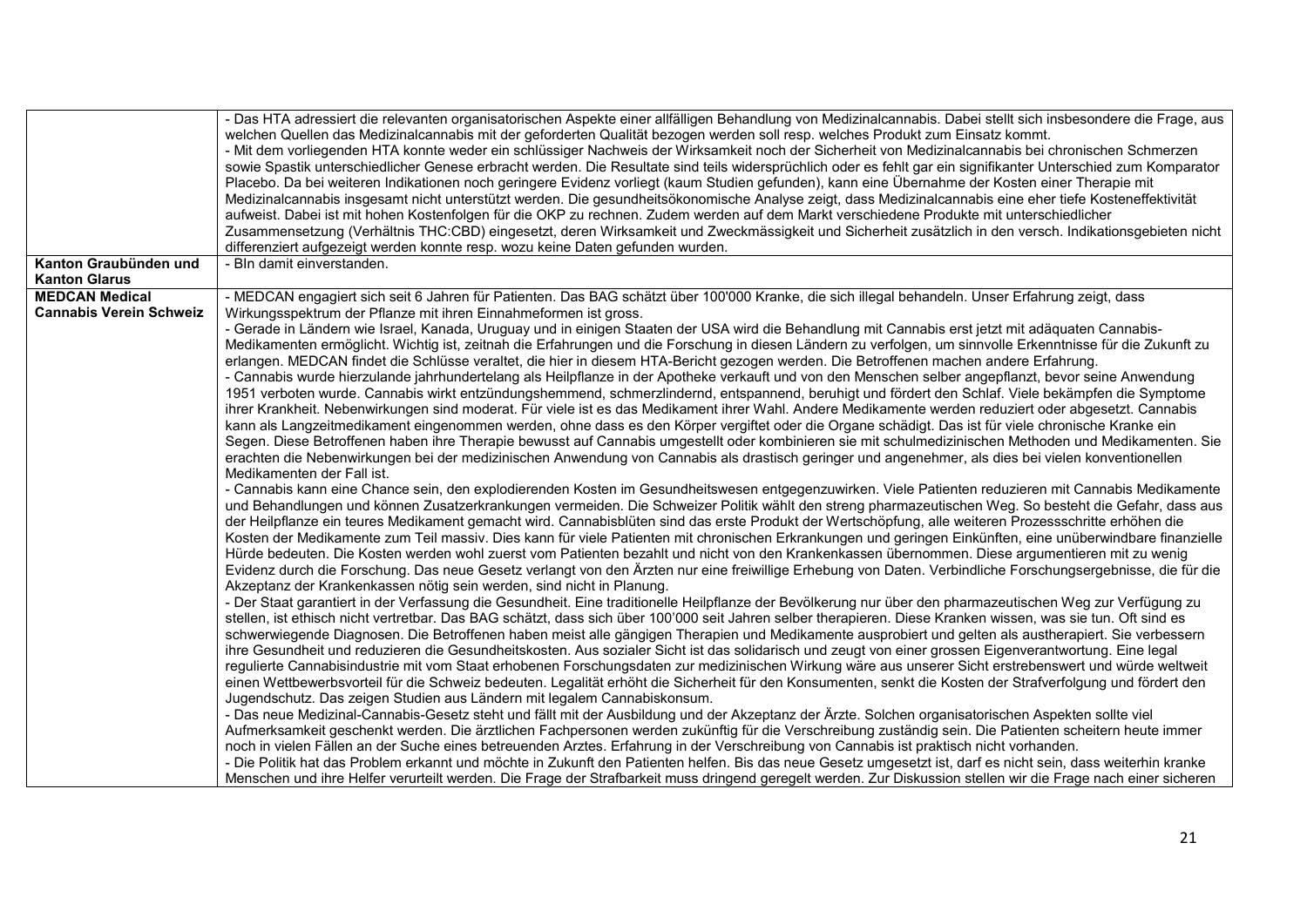| | |
|---|---|
| | - Das HTA adressiert die relevanten organisatorischen Aspekte einer allfälligen Behandlung von Medizinalcannabis. Dabei stellt sich insbesondere die Frage, aus welchen Quellen das Medizinalcannabis mit der geforderten Qualität bezogen werden soll resp. welches Produkt zum Einsatz kommt.<br>- Mit dem vorliegenden HTA konnte weder ein schlüssiger Nachweis der Wirksamkeit noch der Sicherheit von Medizinalcannabis bei chronischen Schmerzen sowie Spastik unterschiedlicher Genese erbracht werden. Die Resultate sind teils widersprüchlich oder es fehlt gar ein signifikanter Unterschied zum Komparator Placebo. Da bei weiteren Indikationen noch geringere Evidenz vorliegt (kaum Studien gefunden), kann eine Übernahme der Kosten einer Therapie mit Medizinalcannabis insgesamt nicht unterstützt werden. Die gesundheitsökonomische Analyse zeigt, dass Medizinalcannabis eine eher tiefe Kosteneffektivität aufweist. Dabei ist mit hohen Kostenfolgen für die OKP zu rechnen. Zudem werden auf dem Markt verschiedene Produkte mit unterschiedlicher Zusammensetzung (Verhältnis THC:CBD) eingesetzt, deren Wirksamkeit und Zweckmässigkeit und Sicherheit zusätzlich in den versch. Indikationsgebieten nicht differenziert aufgezeigt werden konnte resp. wozu keine Daten gefunden wurden. |
| **Kanton Graubünden und Kanton Glarus** | - BIn damit einverstanden. |
| **MEDCAN Medical Cannabis Verein Schweiz** | - MEDCAN engagiert sich seit 6 Jahren für Patienten. Das BAG schätzt über 100'000 Kranke, die sich illegal behandeln. Unser Erfahrung zeigt, dass Wirkungsspektrum der Pflanze mit ihren Einnahmeformen ist gross.<br>- Gerade in Ländern wie Israel, Kanada, Uruguay und in einigen Staaten der USA wird die Behandlung mit Cannabis erst jetzt mit adäquaten Cannabis-Medikamenten ermöglicht. Wichtig ist, zeitnah die Erfahrungen und die Forschung in diesen Ländern zu verfolgen, um sinnvolle Erkenntnisse für die Zukunft zu erlangen. MEDCAN findet die Schlüsse veraltet, die hier in diesem HTA-Bericht gezogen werden. Die Betroffenen machen andere Erfahrung.<br>- Cannabis wurde hierzulande jahrhundertelang als Heilpflanze in der Apotheke verkauft und von den Menschen selber angepflanzt, bevor seine Anwendung 1951 verboten wurde. Cannabis wirkt entzündungshemmend, schmerzlindernd, entspannend, beruhigt und fördert den Schlaf. Viele bekämpfen die Symptome ihrer Krankheit. Nebenwirkungen sind moderat. Für viele ist es das Medikament ihrer Wahl. Andere Medikamente werden reduziert oder abgesetzt. Cannabis kann als Langzeitmedikament eingenommen werden, ohne dass es den Körper vergiftet oder die Organe schädigt. Das ist für viele chronische Kranke ein Segen. Diese Betroffenen haben ihre Therapie bewusst auf Cannabis umgestellt oder kombinieren sie mit schulmedizinischen Methoden und Medikamenten. Sie erachten die Nebenwirkungen bei der medizinischen Anwendung von Cannabis als drastisch geringer und angenehmer, als dies bei vielen konventionellen Medikamenten der Fall ist.<br>- Cannabis kann eine Chance sein, den explodierenden Kosten im Gesundheitswesen entgegenzuwirken. Viele Patienten reduzieren mit Cannabis Medikamente und Behandlungen und können Zusatzerkrankungen vermeiden. Die Schweizer Politik wählt den streng pharmazeutischen Weg. So besteht die Gefahr, dass aus der Heilpflanze ein teures Medikament gemacht wird. Cannabisblüten sind das erste Produkt der Wertschöpfung, alle weiteren Prozessschritte erhöhen die Kosten der Medikamente zum Teil massiv. Dies kann für viele Patienten mit chronischen Erkrankungen und geringen Einkünften, eine unüberwindbare finanzielle Hürde bedeuten. Die Kosten werden wohl zuerst vom Patienten bezahlt und nicht von den Krankenkassen übernommen. Diese argumentieren mit zu wenig Evidenz durch die Forschung. Das neue Gesetz verlangt von den Ärzten nur eine freiwillige Erhebung von Daten. Verbindliche Forschungsergebnisse, die für die Akzeptanz der Krankenkassen nötig sein werden, sind nicht in Planung.<br>- Der Staat garantiert in der Verfassung die Gesundheit. Eine traditionelle Heilpflanze der Bevölkerung nur über den pharmazeutischen Weg zur Verfügung zu stellen, ist ethisch nicht vertretbar. Das BAG schätzt, dass sich über 100'000 seit Jahren selber therapieren. Diese Kranken wissen, was sie tun. Oft sind es schwerwiegende Diagnosen. Die Betroffenen haben meist alle gängigen Therapien und Medikamente ausprobiert und gelten als austherapiert. Sie verbessern ihre Gesundheit und reduzieren die Gesundheitskosten. Aus sozialer Sicht ist das solidarisch und zeugt von einer grossen Eigenverantwortung. Eine legal regulierte Cannabisindustrie mit vom Staat erhobenen Forschungsdaten zur medizinischen Wirkung wäre aus unserer Sicht erstrebenswert und würde weltweit einen Wettbewerbsvorteil für die Schweiz bedeuten. Legalität erhöht die Sicherheit für den Konsumenten, senkt die Kosten der Strafverfolgung und fördert den Jugendschutz. Das zeigen Studien aus Ländern mit legalem Cannabiskonsum.<br>- Das neue Medizinal-Cannabis-Gesetz steht und fällt mit der Ausbildung und der Akzeptanz der Ärzte. Solchen organisatorischen Aspekten sollte viel Aufmerksamkeit geschenkt werden. Die ärztlichen Fachpersonen werden zukünftig für die Verschreibung zuständig sein. Die Patienten scheitern heute immer noch in vielen Fällen an der Suche eines betreuenden Arztes. Erfahrung in der Verschreibung von Cannabis ist praktisch nicht vorhanden.<br>- Die Politik hat das Problem erkannt und möchte in Zukunft den Patienten helfen. Bis das neue Gesetz umgesetzt ist, darf es nicht sein, dass weiterhin kranke Menschen und ihre Helfer verurteilt werden. Die Frage der Strafbarkeit muss dringend geregelt werden. Zur Diskussion stellen wir die Frage nach einer sicheren |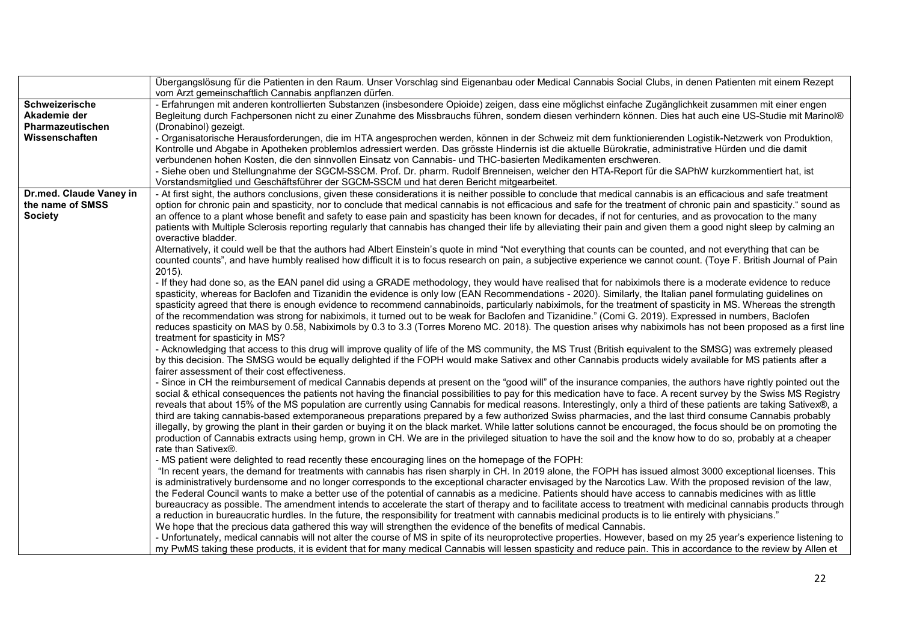| | |
|---|---|
| | Übergangslösung für die Patienten in den Raum. Unser Vorschlag sind Eigenanbau oder Medical Cannabis Social Clubs, in denen Patienten mit einem Rezept vom Arzt gemeinschaftlich Cannabis anpflanzen dürfen. |
| **Schweizerische Akademie der Pharmazeutischen Wissenschaften** | - Erfahrungen mit anderen kontrollierten Substanzen (insbesondere Opioide) zeigen, dass eine möglichst einfache Zugänglichkeit zusammen mit einer engen Begleitung durch Fachpersonen nicht zu einer Zunahme des Missbrauchs führen, sondern diesen verhindern können. Dies hat auch eine US-Studie mit Marinol® (Dronabinol) gezeigt.<br>- Organisatorische Herausforderungen, die im HTA angesprochen werden, können in der Schweiz mit dem funktionierenden Logistik-Netzwerk von Produktion, Kontrolle und Abgabe in Apotheken problemlos adressiert werden. Das grösste Hindernis ist die aktuelle Bürokratie, administrative Hürden und die damit verbundenen hohen Kosten, die den sinnvollen Einsatz von Cannabis- und THC-basierten Medikamenten erschweren.<br>- Siehe oben und Stellungnahme der SGCM-SSCM. Prof. Dr. pharm. Rudolf Brenneisen, welcher den HTA-Report für die SAPhW kurzkommentiert hat, ist Vorstandsmitglied und Geschäftsführer der SGCM-SSCM und hat deren Bericht mitgearbeitet. |
| **Dr.med. Claude Vaney in the name of SMSS Society** | - At first sight, the authors conclusions, given these considerations it is neither possible to conclude that medical cannabis is an efficacious and safe treatment option for chronic pain and spasticity, nor to conclude that medical cannabis is not efficacious and safe for the treatment of chronic pain and spasticity." sound as an offence to a plant whose benefit and safety to ease pain and spasticity has been known for decades, if not for centuries, and as provocation to the many patients with Multiple Sclerosis reporting regularly that cannabis has changed their life by alleviating their pain and given them a good night sleep by calming an overactive bladder.<br>Alternatively, it could well be that the authors had Albert Einstein's quote in mind "Not everything that counts can be counted, and not everything that can be counted counts", and have humbly realised how difficult it is to focus research on pain, a subjective experience we cannot count. (Toye F. British Journal of Pain 2015).<br>- If they had done so, as the EAN panel did using a GRADE methodology, they would have realised that for nabiximols there is a moderate evidence to reduce spasticity, whereas for Baclofen and Tizanidin the evidence is only low (EAN Recommendations - 2020). Similarly, the Italian panel formulating guidelines on spasticity agreed that there is enough evidence to recommend cannabinoids, particularly nabiximols, for the treatment of spasticity in MS. Whereas the strength of the recommendation was strong for nabiximols, it turned out to be weak for Baclofen and Tizanidine." (Comi G. 2019). Expressed in numbers, Baclofen reduces spasticity on MAS by 0.58, Nabiximols by 0.3 to 3.3 (Torres Moreno MC. 2018). The question arises why nabiximols has not been proposed as a first line treatment for spasticity in MS?<br>- Acknowledging that access to this drug will improve quality of life of the MS community, the MS Trust (British equivalent to the SMSG) was extremely pleased by this decision. The SMSG would be equally delighted if the FOPH would make Sativex and other Cannabis products widely available for MS patients after a fairer assessment of their cost effectiveness.<br>- Since in CH the reimbursement of medical Cannabis depends at present on the "good will" of the insurance companies, the authors have rightly pointed out the social & ethical consequences the patients not having the financial possibilities to pay for this medication have to face. A recent survey by the Swiss MS Registry reveals that about 15% of the MS population are currently using Cannabis for medical reasons. Interestingly, only a third of these patients are taking Sativex®, a third are taking cannabis-based extemporaneous preparations prepared by a few authorized Swiss pharmacies, and the last third consume Cannabis probably illegally, by growing the plant in their garden or buying it on the black market. While latter solutions cannot be encouraged, the focus should be on promoting the production of Cannabis extracts using hemp, grown in CH. We are in the privileged situation to have the soil and the know how to do so, probably at a cheaper rate than Sativex®.<br>- MS patient were delighted to read recently these encouraging lines on the homepage of the FOPH:<br>"In recent years, the demand for treatments with cannabis has risen sharply in CH. In 2019 alone, the FOPH has issued almost 3000 exceptional licenses. This is administratively burdensome and no longer corresponds to the exceptional character envisaged by the Narcotics Law. With the proposed revision of the law, the Federal Council wants to make a better use of the potential of cannabis as a medicine. Patients should have access to cannabis medicines with as little bureaucracy as possible. The amendment intends to accelerate the start of therapy and to facilitate access to treatment with medicinal cannabis products through a reduction in bureaucratic hurdles. In the future, the responsibility for treatment with cannabis medicinal products is to lie entirely with physicians."<br>We hope that the precious data gathered this way will strengthen the evidence of the benefits of medical Cannabis.<br>- Unfortunately, medical cannabis will not alter the course of MS in spite of its neuroprotective properties. However, based on my 25 year's experience listening to my PwMS taking these products, it is evident that for many medical Cannabis will lessen spasticity and reduce pain. This in accordance to the review by Allen et |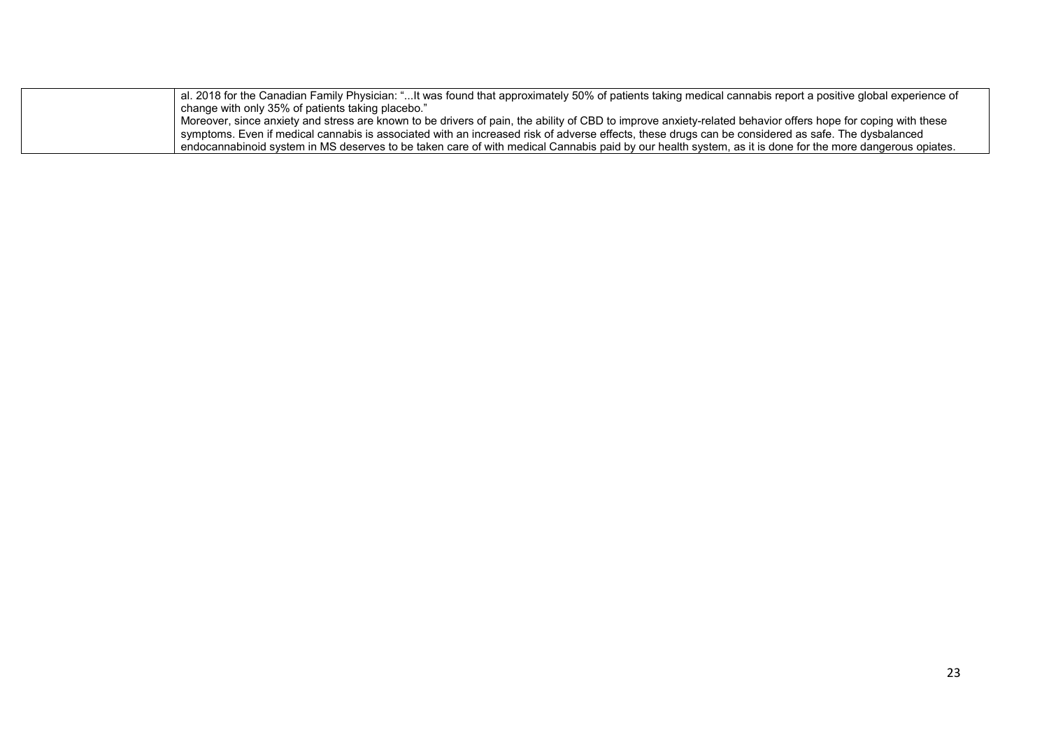| | |
|---|---|
| | al. 2018 for the Canadian Family Physician: "...It was found that approximately 50% of patients taking medical cannabis report a positive global experience of change with only 35% of patients taking placebo."<br>Moreover, since anxiety and stress are known to be drivers of pain, the ability of CBD to improve anxiety-related behavior offers hope for coping with these symptoms. Even if medical cannabis is associated with an increased risk of adverse effects, these drugs can be considered as safe. The dysbalanced endocannabinoid system in MS deserves to be taken care of with medical Cannabis paid by our health system, as it is done for the more dangerous opiates. |